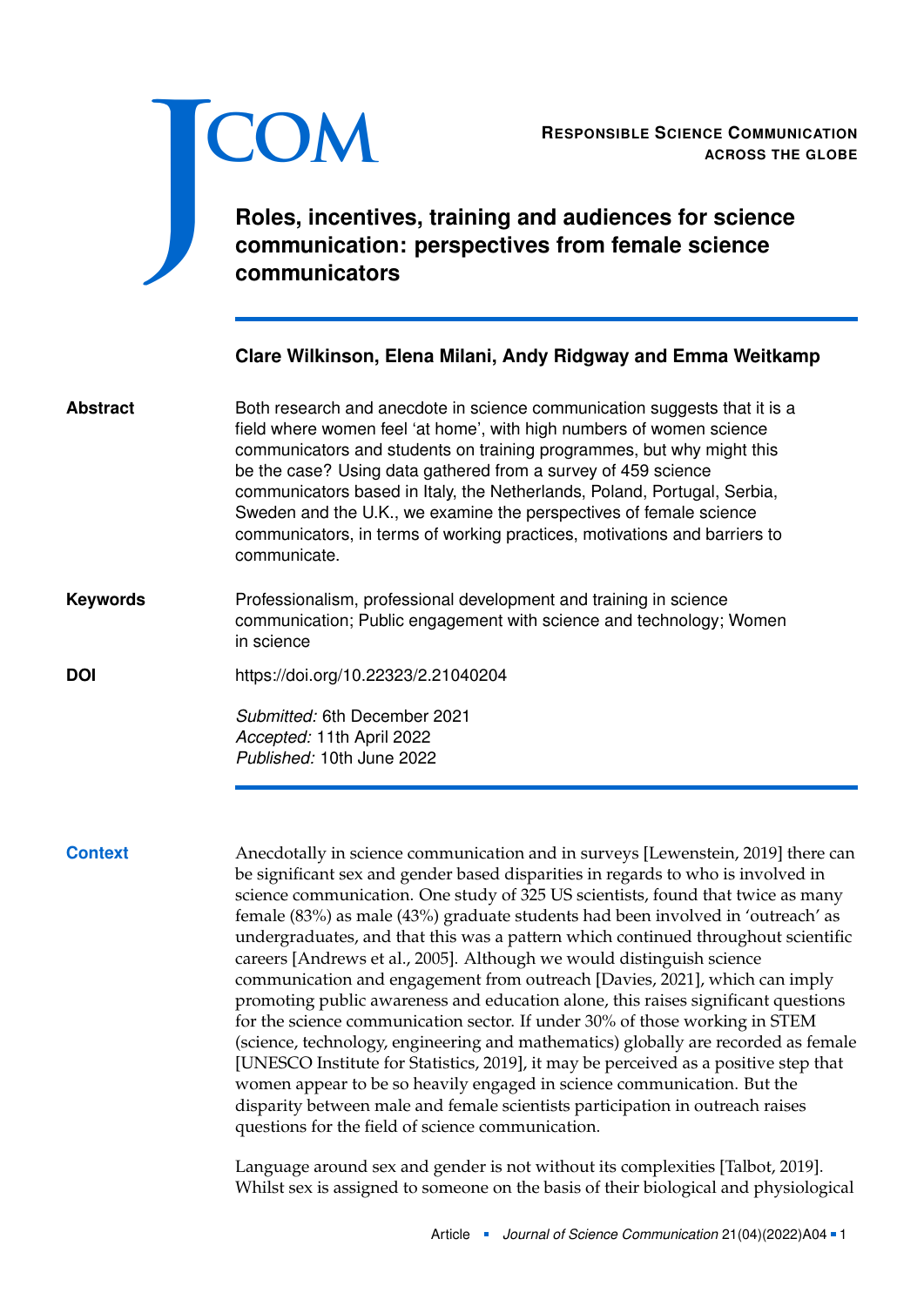RESPONSIBLE SCIENCE COMMUNICATION ACROSS THE GLOBE

# Roles, incentives, training and audiences for science communication: perspectives from female science communicators

**Clare Wilkinson, Elena Milani, Andy Ridgway and Emma Weitkamp**

**Abstract**

Both research and anecdote in science communication suggests that it is a field where women feel 'at home', with high numbers of women science communicators and students on training programmes, but why might this be the case? Using data gathered from a survey of 459 science communicators based in Italy, the Netherlands, Poland, Portugal, Serbia, Sweden and the U.K., we examine the perspectives of female science communicators, in terms of working practices, motivations and barriers to communicate.

**Keywords**

Professionalism, professional development and training in science communication; Public engagement with science and technology; Women in science

**DOI**

https://doi.org/10.22323/2.21040204

*Submitted:* 6th December 2021
*Accepted:* 11th April 2022
*Published:* 10th June 2022

## Context

Anecdotally in science communication and in surveys [Lewenstein, 2019] there can be significant sex and gender based disparities in regards to who is involved in science communication. One study of 325 US scientists, found that twice as many female (83%) as male (43%) graduate students had been involved in 'outreach' as undergraduates, and that this was a pattern which continued throughout scientific careers [Andrews et al., 2005]. Although we would distinguish science communication and engagement from outreach [Davies, 2021], which can imply promoting public awareness and education alone, this raises significant questions for the science communication sector. If under 30% of those working in STEM (science, technology, engineering and mathematics) globally are recorded as female [UNESCO Institute for Statistics, 2019], it may be perceived as a positive step that women appear to be so heavily engaged in science communication. But the disparity between male and female scientists participation in outreach raises questions for the field of science communication.

Language around sex and gender is not without its complexities [Talbot, 2019]. Whilst sex is assigned to someone on the basis of their biological and physiological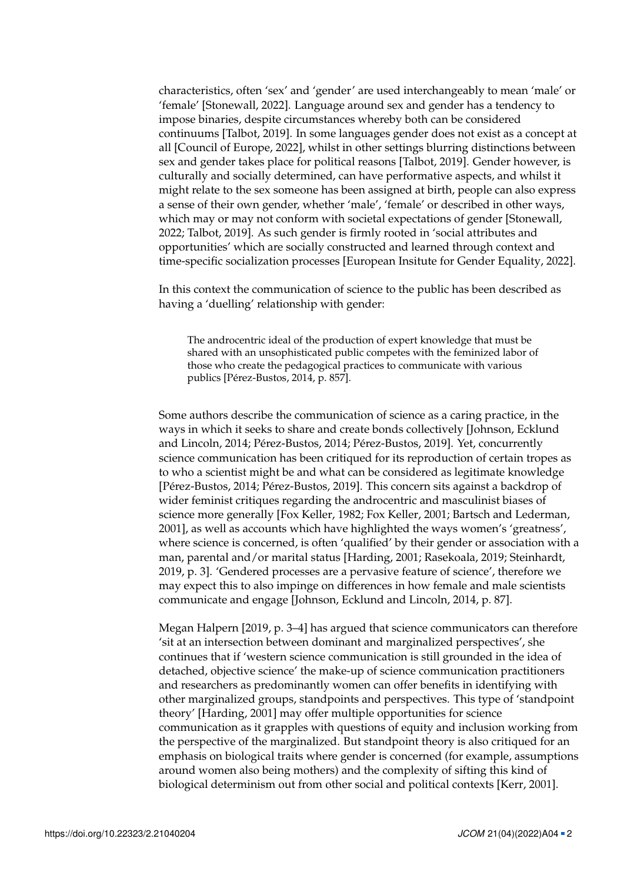characteristics, often 'sex' and 'gender' are used interchangeably to mean 'male' or 'female' [Stonewall, 2022]. Language around sex and gender has a tendency to impose binaries, despite circumstances whereby both can be considered continuums [Talbot, 2019]. In some languages gender does not exist as a concept at all [Council of Europe, 2022], whilst in other settings blurring distinctions between sex and gender takes place for political reasons [Talbot, 2019]. Gender however, is culturally and socially determined, can have performative aspects, and whilst it might relate to the sex someone has been assigned at birth, people can also express a sense of their own gender, whether 'male', 'female' or described in other ways, which may or may not conform with societal expectations of gender [Stonewall, 2022; Talbot, 2019]. As such gender is firmly rooted in 'social attributes and opportunities' which are socially constructed and learned through context and time-specific socialization processes [European Insitute for Gender Equality, 2022].

In this context the communication of science to the public has been described as having a 'duelling' relationship with gender:

> The androcentric ideal of the production of expert knowledge that must be shared with an unsophisticated public competes with the feminized labor of those who create the pedagogical practices to communicate with various publics [Pérez-Bustos, 2014, p. 857].

Some authors describe the communication of science as a caring practice, in the ways in which it seeks to share and create bonds collectively [Johnson, Ecklund and Lincoln, 2014; Pérez-Bustos, 2014; Pérez-Bustos, 2019]. Yet, concurrently science communication has been critiqued for its reproduction of certain tropes as to who a scientist might be and what can be considered as legitimate knowledge [Pérez-Bustos, 2014; Pérez-Bustos, 2019]. This concern sits against a backdrop of wider feminist critiques regarding the androcentric and masculinist biases of science more generally [Fox Keller, 1982; Fox Keller, 2001; Bartsch and Lederman, 2001], as well as accounts which have highlighted the ways women's 'greatness', where science is concerned, is often 'qualified' by their gender or association with a man, parental and/or marital status [Harding, 2001; Rasekoala, 2019; Steinhardt, 2019, p. 3]. 'Gendered processes are a pervasive feature of science', therefore we may expect this to also impinge on differences in how female and male scientists communicate and engage [Johnson, Ecklund and Lincoln, 2014, p. 87].

Megan Halpern [2019, p. 3–4] has argued that science communicators can therefore 'sit at an intersection between dominant and marginalized perspectives', she continues that if 'western science communication is still grounded in the idea of detached, objective science' the make-up of science communication practitioners and researchers as predominantly women can offer benefits in identifying with other marginalized groups, standpoints and perspectives. This type of 'standpoint theory' [Harding, 2001] may offer multiple opportunities for science communication as it grapples with questions of equity and inclusion working from the perspective of the marginalized. But standpoint theory is also critiqued for an emphasis on biological traits where gender is concerned (for example, assumptions around women also being mothers) and the complexity of sifting this kind of biological determinism out from other social and political contexts [Kerr, 2001].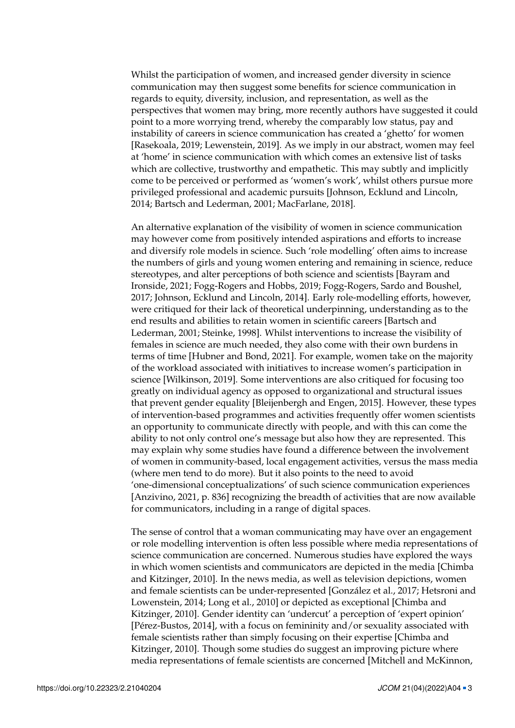Whilst the participation of women, and increased gender diversity in science communication may then suggest some benefits for science communication in regards to equity, diversity, inclusion, and representation, as well as the perspectives that women may bring, more recently authors have suggested it could point to a more worrying trend, whereby the comparably low status, pay and instability of careers in science communication has created a 'ghetto' for women [Rasekoala, 2019; Lewenstein, 2019]. As we imply in our abstract, women may feel at 'home' in science communication with which comes an extensive list of tasks which are collective, trustworthy and empathetic. This may subtly and implicitly come to be perceived or performed as 'women's work', whilst others pursue more privileged professional and academic pursuits [Johnson, Ecklund and Lincoln, 2014; Bartsch and Lederman, 2001; MacFarlane, 2018].

An alternative explanation of the visibility of women in science communication may however come from positively intended aspirations and efforts to increase and diversify role models in science. Such 'role modelling' often aims to increase the numbers of girls and young women entering and remaining in science, reduce stereotypes, and alter perceptions of both science and scientists [Bayram and Ironside, 2021; Fogg-Rogers and Hobbs, 2019; Fogg-Rogers, Sardo and Boushel, 2017; Johnson, Ecklund and Lincoln, 2014]. Early role-modelling efforts, however, were critiqued for their lack of theoretical underpinning, understanding as to the end results and abilities to retain women in scientific careers [Bartsch and Lederman, 2001; Steinke, 1998]. Whilst interventions to increase the visibility of females in science are much needed, they also come with their own burdens in terms of time [Hubner and Bond, 2021]. For example, women take on the majority of the workload associated with initiatives to increase women's participation in science [Wilkinson, 2019]. Some interventions are also critiqued for focusing too greatly on individual agency as opposed to organizational and structural issues that prevent gender equality [Bleijenbergh and Engen, 2015]. However, these types of intervention-based programmes and activities frequently offer women scientists an opportunity to communicate directly with people, and with this can come the ability to not only control one's message but also how they are represented. This may explain why some studies have found a difference between the involvement of women in community-based, local engagement activities, versus the mass media (where men tend to do more). But it also points to the need to avoid 'one-dimensional conceptualizations' of such science communication experiences [Anzivino, 2021, p. 836] recognizing the breadth of activities that are now available for communicators, including in a range of digital spaces.

The sense of control that a woman communicating may have over an engagement or role modelling intervention is often less possible where media representations of science communication are concerned. Numerous studies have explored the ways in which women scientists and communicators are depicted in the media [Chimba and Kitzinger, 2010]. In the news media, as well as television depictions, women and female scientists can be under-represented [González et al., 2017; Hetsroni and Lowenstein, 2014; Long et al., 2010] or depicted as exceptional [Chimba and Kitzinger, 2010]. Gender identity can 'undercut' a perception of 'expert opinion' [Pérez-Bustos, 2014], with a focus on femininity and/or sexuality associated with female scientists rather than simply focusing on their expertise [Chimba and Kitzinger, 2010]. Though some studies do suggest an improving picture where media representations of female scientists are concerned [Mitchell and McKinnon,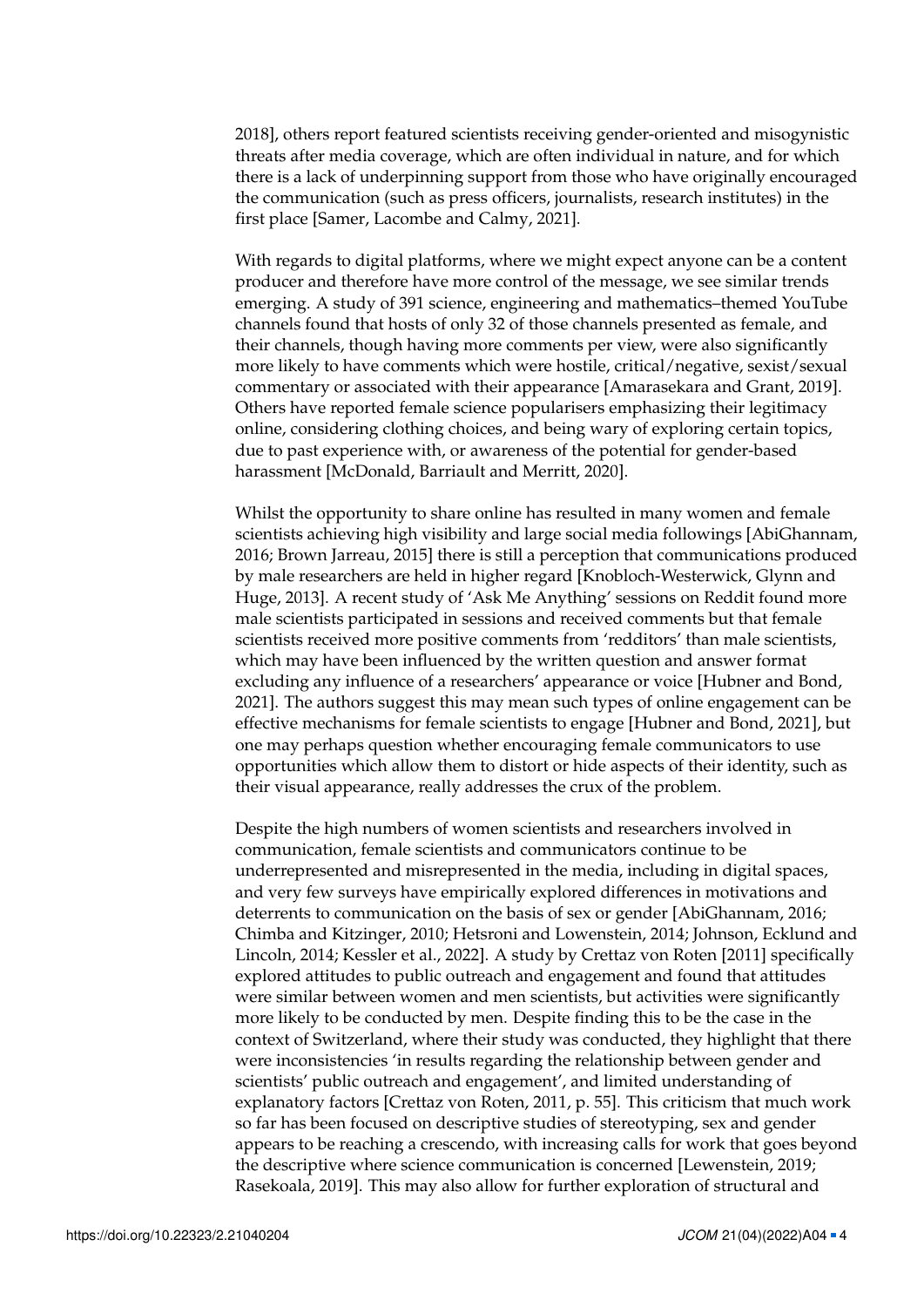2018], others report featured scientists receiving gender-oriented and misogynistic threats after media coverage, which are often individual in nature, and for which there is a lack of underpinning support from those who have originally encouraged the communication (such as press officers, journalists, research institutes) in the first place [Samer, Lacombe and Calmy, 2021].

With regards to digital platforms, where we might expect anyone can be a content producer and therefore have more control of the message, we see similar trends emerging. A study of 391 science, engineering and mathematics–themed YouTube channels found that hosts of only 32 of those channels presented as female, and their channels, though having more comments per view, were also significantly more likely to have comments which were hostile, critical/negative, sexist/sexual commentary or associated with their appearance [Amarasekara and Grant, 2019]. Others have reported female science popularisers emphasizing their legitimacy online, considering clothing choices, and being wary of exploring certain topics, due to past experience with, or awareness of the potential for gender-based harassment [McDonald, Barriault and Merritt, 2020].

Whilst the opportunity to share online has resulted in many women and female scientists achieving high visibility and large social media followings [AbiGhannam, 2016; Brown Jarreau, 2015] there is still a perception that communications produced by male researchers are held in higher regard [Knobloch-Westerwick, Glynn and Huge, 2013]. A recent study of 'Ask Me Anything' sessions on Reddit found more male scientists participated in sessions and received comments but that female scientists received more positive comments from 'redditors' than male scientists, which may have been influenced by the written question and answer format excluding any influence of a researchers' appearance or voice [Hubner and Bond, 2021]. The authors suggest this may mean such types of online engagement can be effective mechanisms for female scientists to engage [Hubner and Bond, 2021], but one may perhaps question whether encouraging female communicators to use opportunities which allow them to distort or hide aspects of their identity, such as their visual appearance, really addresses the crux of the problem.

Despite the high numbers of women scientists and researchers involved in communication, female scientists and communicators continue to be underrepresented and misrepresented in the media, including in digital spaces, and very few surveys have empirically explored differences in motivations and deterrents to communication on the basis of sex or gender [AbiGhannam, 2016; Chimba and Kitzinger, 2010; Hetsroni and Lowenstein, 2014; Johnson, Ecklund and Lincoln, 2014; Kessler et al., 2022]. A study by Crettaz von Roten [2011] specifically explored attitudes to public outreach and engagement and found that attitudes were similar between women and men scientists, but activities were significantly more likely to be conducted by men. Despite finding this to be the case in the context of Switzerland, where their study was conducted, they highlight that there were inconsistencies 'in results regarding the relationship between gender and scientists' public outreach and engagement', and limited understanding of explanatory factors [Crettaz von Roten, 2011, p. 55]. This criticism that much work so far has been focused on descriptive studies of stereotyping, sex and gender appears to be reaching a crescendo, with increasing calls for work that goes beyond the descriptive where science communication is concerned [Lewenstein, 2019; Rasekoala, 2019]. This may also allow for further exploration of structural and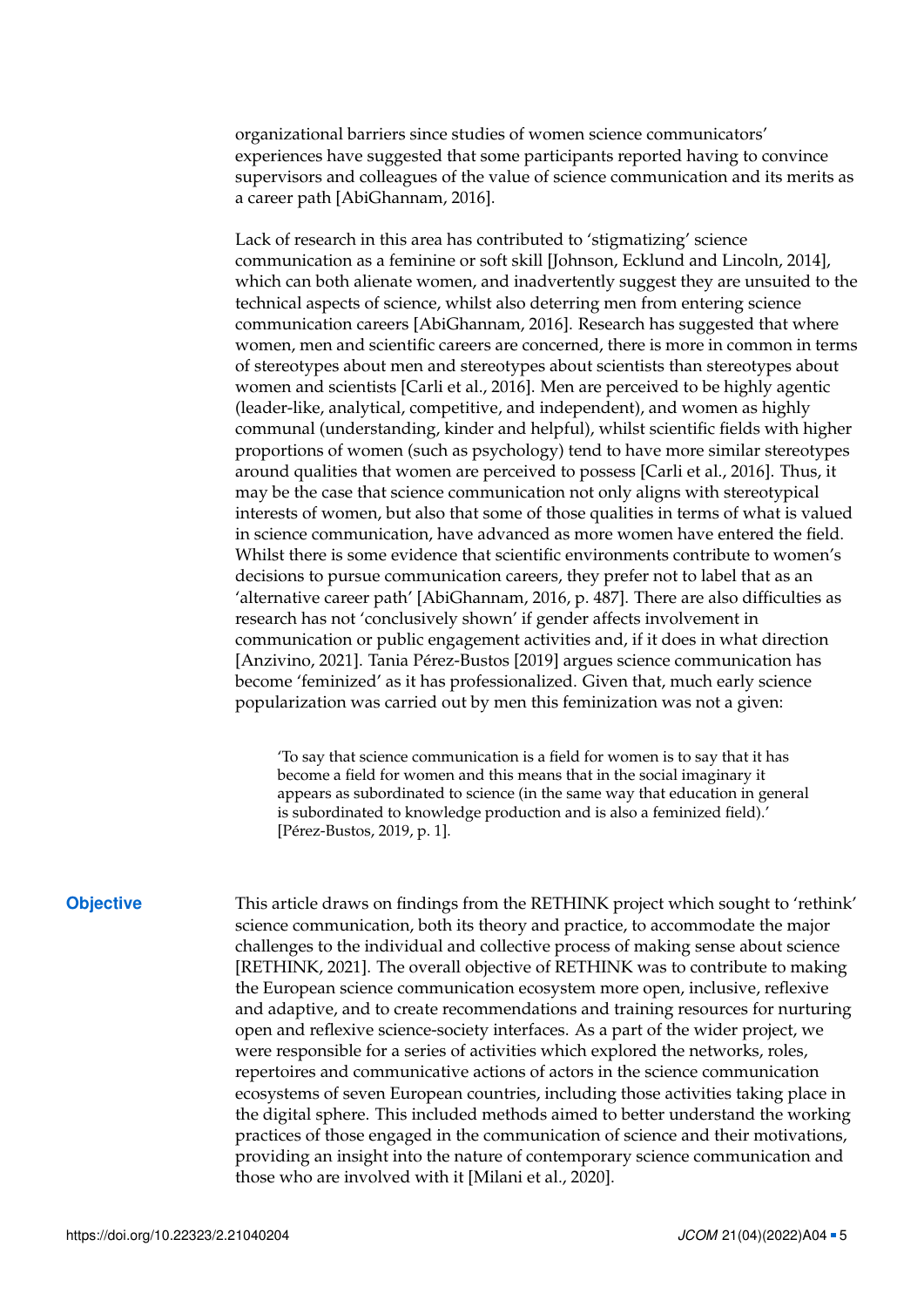organizational barriers since studies of women science communicators' experiences have suggested that some participants reported having to convince supervisors and colleagues of the value of science communication and its merits as a career path [AbiGhannam, 2016].

Lack of research in this area has contributed to 'stigmatizing' science communication as a feminine or soft skill [Johnson, Ecklund and Lincoln, 2014], which can both alienate women, and inadvertently suggest they are unsuited to the technical aspects of science, whilst also deterring men from entering science communication careers [AbiGhannam, 2016]. Research has suggested that where women, men and scientific careers are concerned, there is more in common in terms of stereotypes about men and stereotypes about scientists than stereotypes about women and scientists [Carli et al., 2016]. Men are perceived to be highly agentic (leader-like, analytical, competitive, and independent), and women as highly communal (understanding, kinder and helpful), whilst scientific fields with higher proportions of women (such as psychology) tend to have more similar stereotypes around qualities that women are perceived to possess [Carli et al., 2016]. Thus, it may be the case that science communication not only aligns with stereotypical interests of women, but also that some of those qualities in terms of what is valued in science communication, have advanced as more women have entered the field. Whilst there is some evidence that scientific environments contribute to women's decisions to pursue communication careers, they prefer not to label that as an 'alternative career path' [AbiGhannam, 2016, p. 487]. There are also difficulties as research has not 'conclusively shown' if gender affects involvement in communication or public engagement activities and, if it does in what direction [Anzivino, 2021]. Tania Pérez-Bustos [2019] argues science communication has become 'feminized' as it has professionalized. Given that, much early science popularization was carried out by men this feminization was not a given:

> 'To say that science communication is a field for women is to say that it has become a field for women and this means that in the social imaginary it appears as subordinated to science (in the same way that education in general is subordinated to knowledge production and is also a feminized field).' [Pérez-Bustos, 2019, p. 1].

## Objective

This article draws on findings from the RETHINK project which sought to 'rethink' science communication, both its theory and practice, to accommodate the major challenges to the individual and collective process of making sense about science [RETHINK, 2021]. The overall objective of RETHINK was to contribute to making the European science communication ecosystem more open, inclusive, reflexive and adaptive, and to create recommendations and training resources for nurturing open and reflexive science-society interfaces. As a part of the wider project, we were responsible for a series of activities which explored the networks, roles, repertoires and communicative actions of actors in the science communication ecosystems of seven European countries, including those activities taking place in the digital sphere. This included methods aimed to better understand the working practices of those engaged in the communication of science and their motivations, providing an insight into the nature of contemporary science communication and those who are involved with it [Milani et al., 2020].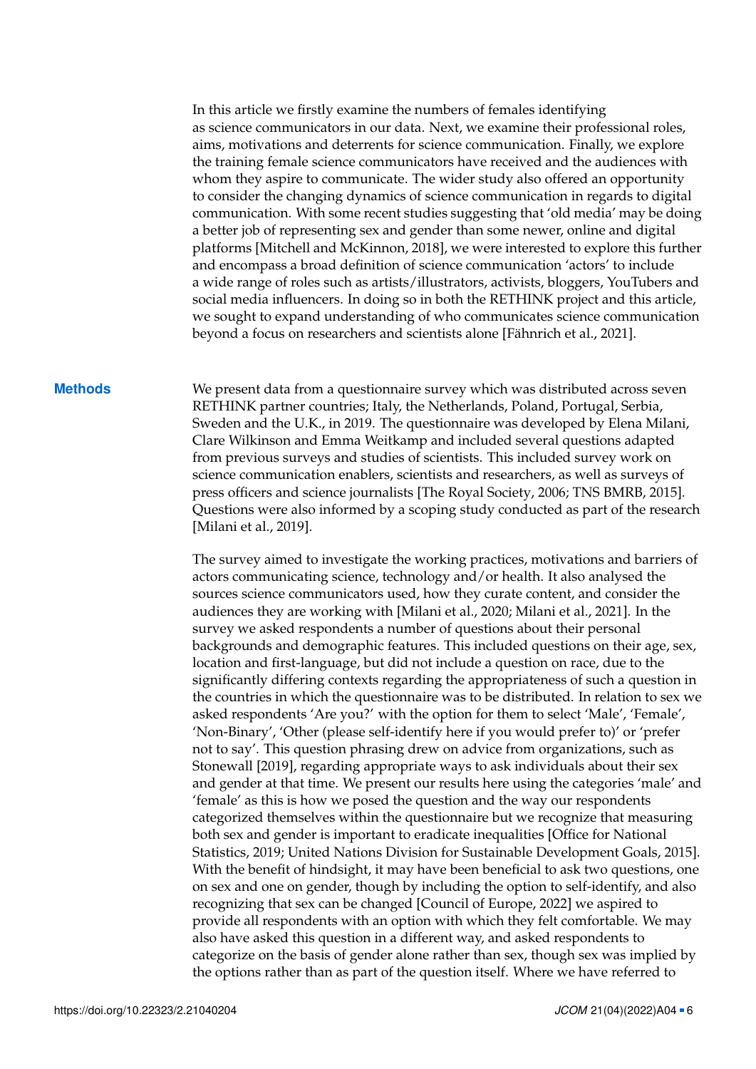In this article we firstly examine the numbers of females identifying as science communicators in our data. Next, we examine their professional roles, aims, motivations and deterrents for science communication. Finally, we explore the training female science communicators have received and the audiences with whom they aspire to communicate. The wider study also offered an opportunity to consider the changing dynamics of science communication in regards to digital communication. With some recent studies suggesting that 'old media' may be doing a better job of representing sex and gender than some newer, online and digital platforms [Mitchell and McKinnon, 2018], we were interested to explore this further and encompass a broad definition of science communication 'actors' to include a wide range of roles such as artists/illustrators, activists, bloggers, YouTubers and social media influencers. In doing so in both the RETHINK project and this article, we sought to expand understanding of who communicates science communication beyond a focus on researchers and scientists alone [Fähnrich et al., 2021].

## Methods

We present data from a questionnaire survey which was distributed across seven RETHINK partner countries; Italy, the Netherlands, Poland, Portugal, Serbia, Sweden and the U.K., in 2019. The questionnaire was developed by Elena Milani, Clare Wilkinson and Emma Weitkamp and included several questions adapted from previous surveys and studies of scientists. This included survey work on science communication enablers, scientists and researchers, as well as surveys of press officers and science journalists [The Royal Society, 2006; TNS BMRB, 2015]. Questions were also informed by a scoping study conducted as part of the research [Milani et al., 2019].

The survey aimed to investigate the working practices, motivations and barriers of actors communicating science, technology and/or health. It also analysed the sources science communicators used, how they curate content, and consider the audiences they are working with [Milani et al., 2020; Milani et al., 2021]. In the survey we asked respondents a number of questions about their personal backgrounds and demographic features. This included questions on their age, sex, location and first-language, but did not include a question on race, due to the significantly differing contexts regarding the appropriateness of such a question in the countries in which the questionnaire was to be distributed. In relation to sex we asked respondents 'Are you?' with the option for them to select 'Male', 'Female', 'Non-Binary', 'Other (please self-identify here if you would prefer to)' or 'prefer not to say'. This question phrasing drew on advice from organizations, such as Stonewall [2019], regarding appropriate ways to ask individuals about their sex and gender at that time. We present our results here using the categories 'male' and 'female' as this is how we posed the question and the way our respondents categorized themselves within the questionnaire but we recognize that measuring both sex and gender is important to eradicate inequalities [Office for National Statistics, 2019; United Nations Division for Sustainable Development Goals, 2015]. With the benefit of hindsight, it may have been beneficial to ask two questions, one on sex and one on gender, though by including the option to self-identify, and also recognizing that sex can be changed [Council of Europe, 2022] we aspired to provide all respondents with an option with which they felt comfortable. We may also have asked this question in a different way, and asked respondents to categorize on the basis of gender alone rather than sex, though sex was implied by the options rather than as part of the question itself. Where we have referred to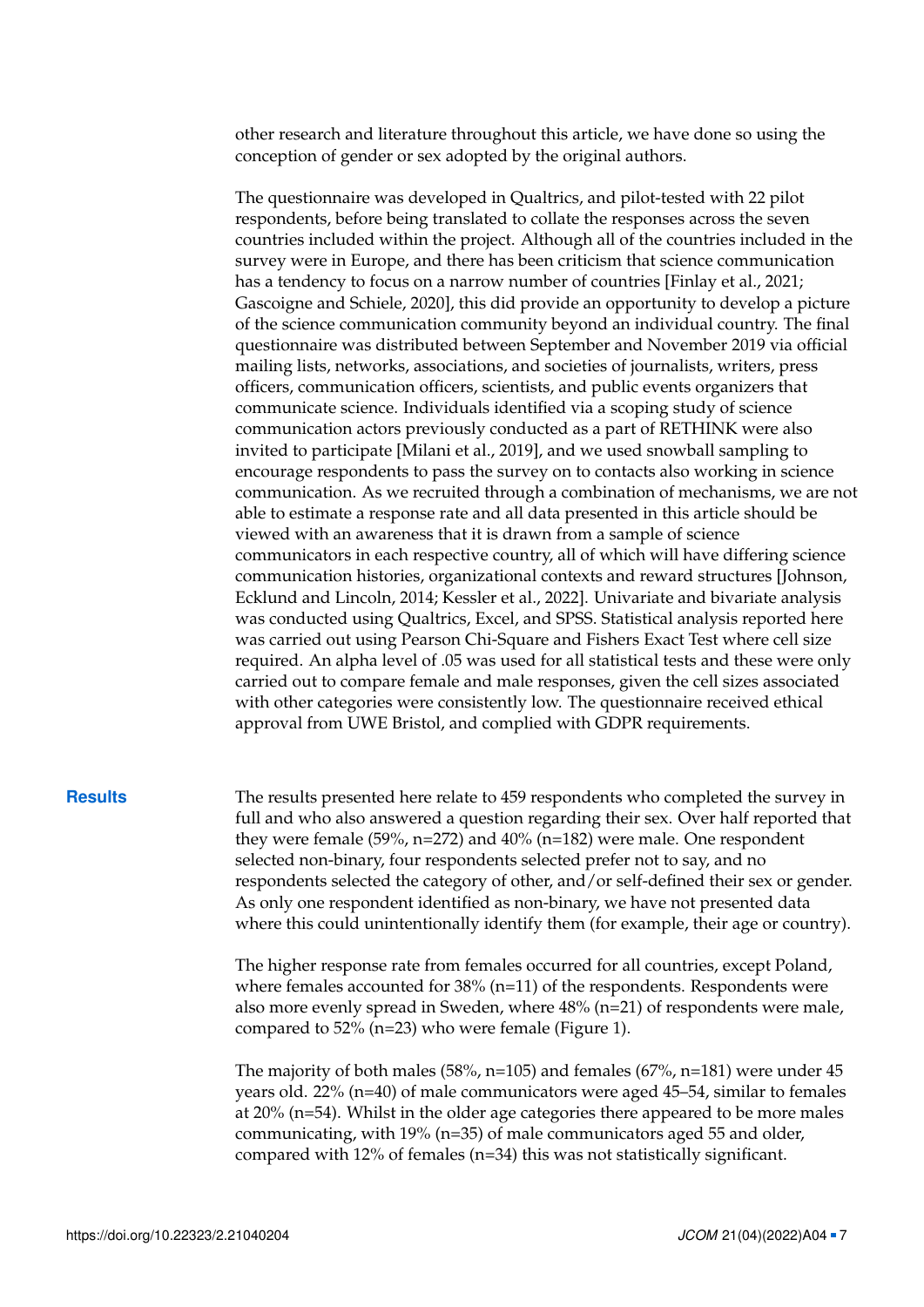other research and literature throughout this article, we have done so using the conception of gender or sex adopted by the original authors.

The questionnaire was developed in Qualtrics, and pilot-tested with 22 pilot respondents, before being translated to collate the responses across the seven countries included within the project. Although all of the countries included in the survey were in Europe, and there has been criticism that science communication has a tendency to focus on a narrow number of countries [Finlay et al., 2021; Gascoigne and Schiele, 2020], this did provide an opportunity to develop a picture of the science communication community beyond an individual country. The final questionnaire was distributed between September and November 2019 via official mailing lists, networks, associations, and societies of journalists, writers, press officers, communication officers, scientists, and public events organizers that communicate science. Individuals identified via a scoping study of science communication actors previously conducted as a part of RETHINK were also invited to participate [Milani et al., 2019], and we used snowball sampling to encourage respondents to pass the survey on to contacts also working in science communication. As we recruited through a combination of mechanisms, we are not able to estimate a response rate and all data presented in this article should be viewed with an awareness that it is drawn from a sample of science communicators in each respective country, all of which will have differing science communication histories, organizational contexts and reward structures [Johnson, Ecklund and Lincoln, 2014; Kessler et al., 2022]. Univariate and bivariate analysis was conducted using Qualtrics, Excel, and SPSS. Statistical analysis reported here was carried out using Pearson Chi-Square and Fishers Exact Test where cell size required. An alpha level of .05 was used for all statistical tests and these were only carried out to compare female and male responses, given the cell sizes associated with other categories were consistently low. The questionnaire received ethical approval from UWE Bristol, and complied with GDPR requirements.

## Results

The results presented here relate to 459 respondents who completed the survey in full and who also answered a question regarding their sex. Over half reported that they were female (59%, n=272) and 40% (n=182) were male. One respondent selected non-binary, four respondents selected prefer not to say, and no respondents selected the category of other, and/or self-defined their sex or gender. As only one respondent identified as non-binary, we have not presented data where this could unintentionally identify them (for example, their age or country).

The higher response rate from females occurred for all countries, except Poland, where females accounted for 38% (n=11) of the respondents. Respondents were also more evenly spread in Sweden, where 48% (n=21) of respondents were male, compared to 52% (n=23) who were female (Figure 1).

The majority of both males (58%, n=105) and females (67%, n=181) were under 45 years old. 22% (n=40) of male communicators were aged 45–54, similar to females at 20% (n=54). Whilst in the older age categories there appeared to be more males communicating, with 19% (n=35) of male communicators aged 55 and older, compared with 12% of females (n=34) this was not statistically significant.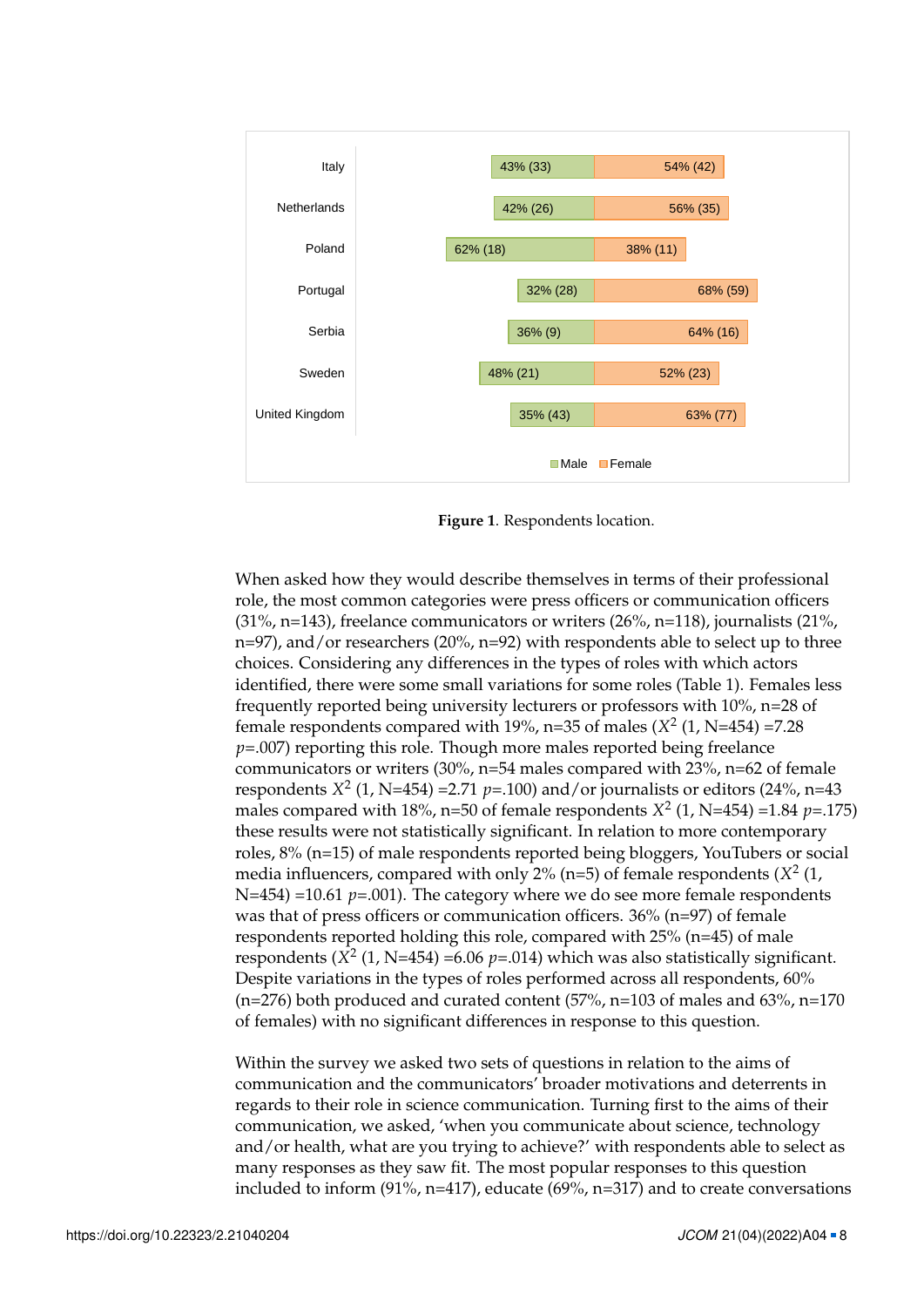| Country | Male | Female |
|---|---|---|
| Italy | 43% (33) | 54% (42) |
| Netherlands | 42% (26) | 56% (35) |
| Poland | 62% (18) | 38% (11) |
| Portugal | 32% (28) | 68% (59) |
| Serbia | 36% (9) | 64% (16) |
| Sweden | 48% (21) | 52% (23) |
| United Kingdom | 35% (43) | 63% (77) |

**Figure 1**. Respondents location.

When asked how they would describe themselves in terms of their professional role, the most common categories were press officers or communication officers (31%, n=143), freelance communicators or writers (26%, n=118), journalists (21%, n=97), and/or researchers (20%, n=92) with respondents able to select up to three choices. Considering any differences in the types of roles with which actors identified, there were some small variations for some roles (Table 1). Females less frequently reported being university lecturers or professors with 10%, n=28 of female respondents compared with 19%, n=35 of males ($X^2$ (1, N=454) =7.28 $p$=.007) reporting this role. Though more males reported being freelance communicators or writers (30%, n=54 males compared with 23%, n=62 of female respondents $X^2$ (1, N=454) =2.71 $p$=.100) and/or journalists or editors (24%, n=43 males compared with 18%, n=50 of female respondents $X^2$ (1, N=454) =1.84 $p$=.175) these results were not statistically significant. In relation to more contemporary roles, 8% (n=15) of male respondents reported being bloggers, YouTubers or social media influencers, compared with only 2% (n=5) of female respondents ($X^2$ (1, N=454) =10.61 $p$=.001). The category where we do see more female respondents was that of press officers or communication officers. 36% (n=97) of female respondents reported holding this role, compared with 25% (n=45) of male respondents ($X^2$ (1, N=454) =6.06 $p$=.014) which was also statistically significant. Despite variations in the types of roles performed across all respondents, 60% (n=276) both produced and curated content (57%, n=103 of males and 63%, n=170 of females) with no significant differences in response to this question.

Within the survey we asked two sets of questions in relation to the aims of communication and the communicators' broader motivations and deterrents in regards to their role in science communication. Turning first to the aims of their communication, we asked, 'when you communicate about science, technology and/or health, what are you trying to achieve?' with respondents able to select as many responses as they saw fit. The most popular responses to this question included to inform (91%, n=417), educate (69%, n=317) and to create conversations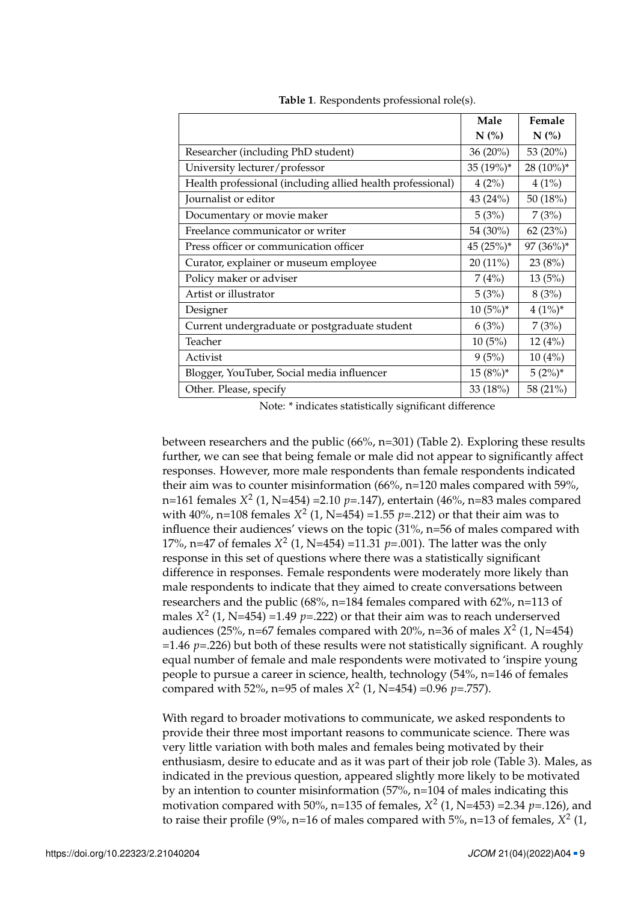**Table 1**. Respondents professional role(s).

| | Male N (%) | Female N (%) |
|---|---|---|
| Researcher (including PhD student) | 36 (20%) | 53 (20%) |
| University lecturer/professor | 35 (19%)* | 28 (10%)* |
| Health professional (including allied health professional) | 4 (2%) | 4 (1%) |
| Journalist or editor | 43 (24%) | 50 (18%) |
| Documentary or movie maker | 5 (3%) | 7 (3%) |
| Freelance communicator or writer | 54 (30%) | 62 (23%) |
| Press officer or communication officer | 45 (25%)* | 97 (36%)* |
| Curator, explainer or museum employee | 20 (11%) | 23 (8%) |
| Policy maker or adviser | 7 (4%) | 13 (5%) |
| Artist or illustrator | 5 (3%) | 8 (3%) |
| Designer | 10 (5%)* | 4 (1%)* |
| Current undergraduate or postgraduate student | 6 (3%) | 7 (3%) |
| Teacher | 10 (5%) | 12 (4%) |
| Activist | 9 (5%) | 10 (4%) |
| Blogger, YouTuber, Social media influencer | 15 (8%)* | 5 (2%)* |
| Other. Please, specify | 33 (18%) | 58 (21%) |

Note: * indicates statistically significant difference

between researchers and the public (66%, n=301) (Table 2). Exploring these results further, we can see that being female or male did not appear to significantly affect responses. However, more male respondents than female respondents indicated their aim was to counter misinformation (66%, n=120 males compared with 59%, n=161 females $X^2$ (1, N=454) =2.10 *p*=.147), entertain (46%, n=83 males compared with 40%, n=108 females $X^2$ (1, N=454) =1.55 *p*=.212) or that their aim was to influence their audiences' views on the topic (31%, n=56 of males compared with 17%, n=47 of females $X^2$ (1, N=454) =11.31 *p*=.001). The latter was the only response in this set of questions where there was a statistically significant difference in responses. Female respondents were moderately more likely than male respondents to indicate that they aimed to create conversations between researchers and the public (68%, n=184 females compared with 62%, n=113 of males $X^2$ (1, N=454) =1.49 *p*=.222) or that their aim was to reach underserved audiences (25%, n=67 females compared with 20%, n=36 of males $X^2$ (1, N=454) =1.46 *p*=.226) but both of these results were not statistically significant. A roughly equal number of female and male respondents were motivated to 'inspire young people to pursue a career in science, health, technology (54%, n=146 of females compared with 52%, n=95 of males $X^2$ (1, N=454) =0.96 *p*=.757).

With regard to broader motivations to communicate, we asked respondents to provide their three most important reasons to communicate science. There was very little variation with both males and females being motivated by their enthusiasm, desire to educate and as it was part of their job role (Table 3). Males, as indicated in the previous question, appeared slightly more likely to be motivated by an intention to counter misinformation (57%, n=104 of males indicating this motivation compared with 50%, n=135 of females, $X^2$ (1, N=453) =2.34 *p*=.126), and to raise their profile (9%, n=16 of males compared with 5%, n=13 of females, $X^2$ (1,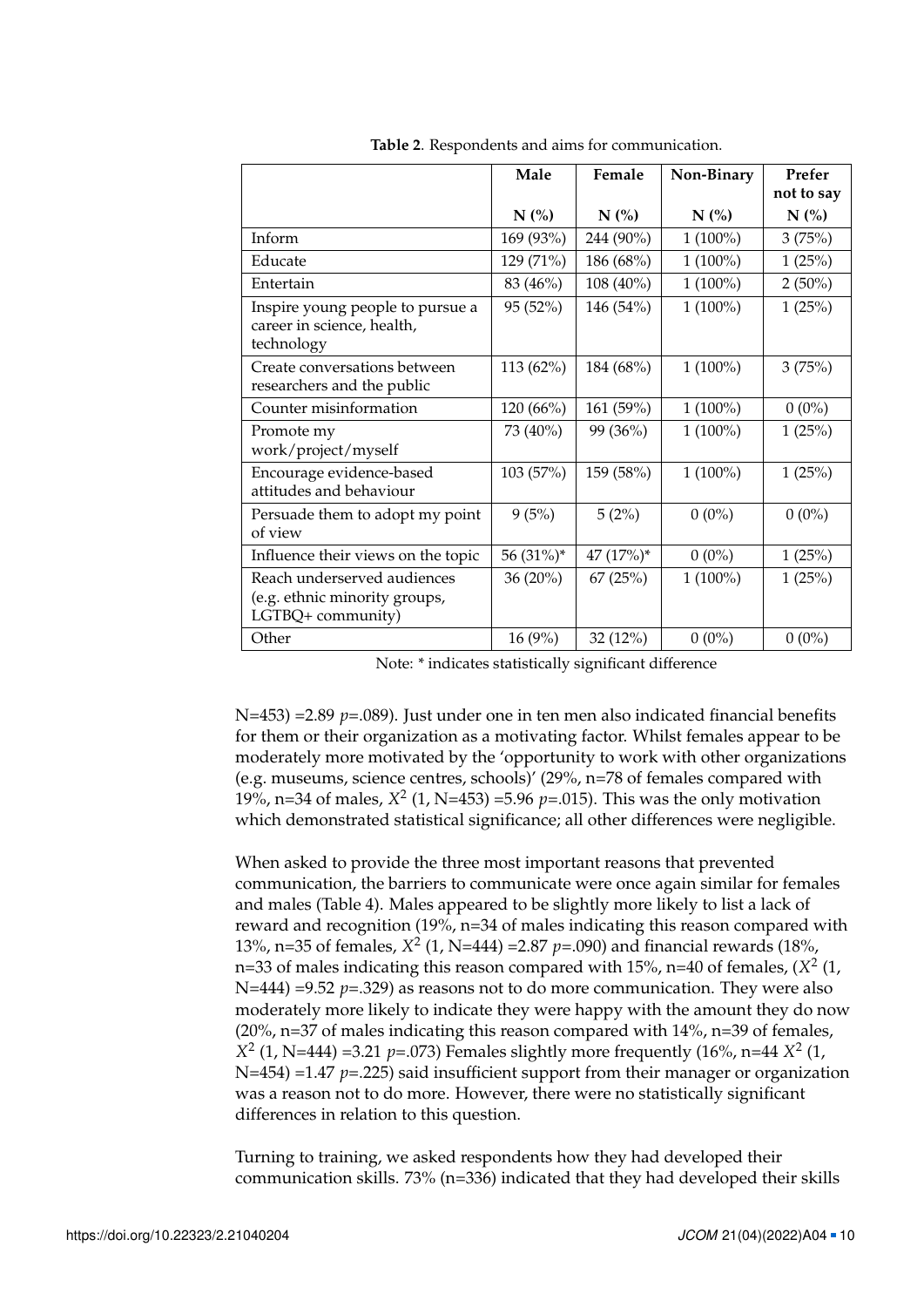**Table 2**. Respondents and aims for communication.

| | Male N (%) | Female N (%) | Non-Binary N (%) | Prefer not to say N (%) |
|---|---|---|---|---|
| Inform | 169 (93%) | 244 (90%) | 1 (100%) | 3 (75%) |
| Educate | 129 (71%) | 186 (68%) | 1 (100%) | 1 (25%) |
| Entertain | 83 (46%) | 108 (40%) | 1 (100%) | 2 (50%) |
| Inspire young people to pursue a career in science, health, technology | 95 (52%) | 146 (54%) | 1 (100%) | 1 (25%) |
| Create conversations between researchers and the public | 113 (62%) | 184 (68%) | 1 (100%) | 3 (75%) |
| Counter misinformation | 120 (66%) | 161 (59%) | 1 (100%) | 0 (0%) |
| Promote my work/project/myself | 73 (40%) | 99 (36%) | 1 (100%) | 1 (25%) |
| Encourage evidence-based attitudes and behaviour | 103 (57%) | 159 (58%) | 1 (100%) | 1 (25%) |
| Persuade them to adopt my point of view | 9 (5%) | 5 (2%) | 0 (0%) | 0 (0%) |
| Influence their views on the topic | 56 (31%)* | 47 (17%)* | 0 (0%) | 1 (25%) |
| Reach underserved audiences (e.g. ethnic minority groups, LGTBQ+ community) | 36 (20%) | 67 (25%) | 1 (100%) | 1 (25%) |
| Other | 16 (9%) | 32 (12%) | 0 (0%) | 0 (0%) |

Note: * indicates statistically significant difference

N=453) =2.89 $p$=.089). Just under one in ten men also indicated financial benefits for them or their organization as a motivating factor. Whilst females appear to be moderately more motivated by the 'opportunity to work with other organizations (e.g. museums, science centres, schools)' (29%, n=78 of females compared with 19%, n=34 of males, $X^2$ (1, N=453) =5.96 $p$=.015). This was the only motivation which demonstrated statistical significance; all other differences were negligible.

When asked to provide the three most important reasons that prevented communication, the barriers to communicate were once again similar for females and males (Table 4). Males appeared to be slightly more likely to list a lack of reward and recognition (19%, n=34 of males indicating this reason compared with 13%, n=35 of females, $X^2$ (1, N=444) =2.87 $p$=.090) and financial rewards (18%, n=33 of males indicating this reason compared with 15%, n=40 of females, ($X^2$ (1, N=444) =9.52 $p$=.329) as reasons not to do more communication. They were also moderately more likely to indicate they were happy with the amount they do now (20%, n=37 of males indicating this reason compared with 14%, n=39 of females, $X^2$ (1, N=444) =3.21 $p$=.073) Females slightly more frequently (16%, n=44 $X^2$ (1, N=454) =1.47 $p$=.225) said insufficient support from their manager or organization was a reason not to do more. However, there were no statistically significant differences in relation to this question.

Turning to training, we asked respondents how they had developed their communication skills. 73% (n=336) indicated that they had developed their skills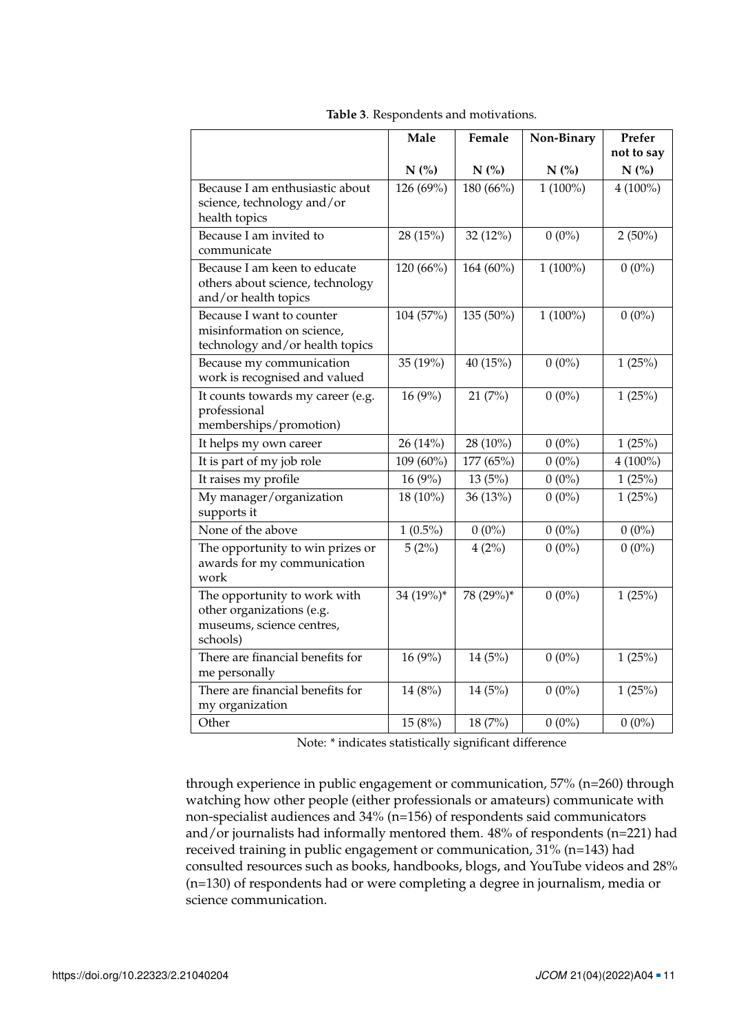**Table 3**. Respondents and motivations.

| | Male | Female | Non-Binary | Prefer not to say |
|---|---|---|---|---|
| | N (%) | N (%) | N (%) | N (%) |
| Because I am enthusiastic about science, technology and/or health topics | 126 (69%) | 180 (66%) | 1 (100%) | 4 (100%) |
| Because I am invited to communicate | 28 (15%) | 32 (12%) | 0 (0%) | 2 (50%) |
| Because I am keen to educate others about science, technology and/or health topics | 120 (66%) | 164 (60%) | 1 (100%) | 0 (0%) |
| Because I want to counter misinformation on science, technology and/or health topics | 104 (57%) | 135 (50%) | 1 (100%) | 0 (0%) |
| Because my communication work is recognised and valued | 35 (19%) | 40 (15%) | 0 (0%) | 1 (25%) |
| It counts towards my career (e.g. professional memberships/promotion) | 16 (9%) | 21 (7%) | 0 (0%) | 1 (25%) |
| It helps my own career | 26 (14%) | 28 (10%) | 0 (0%) | 1 (25%) |
| It is part of my job role | 109 (60%) | 177 (65%) | 0 (0%) | 4 (100%) |
| It raises my profile | 16 (9%) | 13 (5%) | 0 (0%) | 1 (25%) |
| My manager/organization supports it | 18 (10%) | 36 (13%) | 0 (0%) | 1 (25%) |
| None of the above | 1 (0.5%) | 0 (0%) | 0 (0%) | 0 (0%) |
| The opportunity to win prizes or awards for my communication work | 5 (2%) | 4 (2%) | 0 (0%) | 0 (0%) |
| The opportunity to work with other organizations (e.g. museums, science centres, schools) | 34 (19%)* | 78 (29%)* | 0 (0%) | 1 (25%) |
| There are financial benefits for me personally | 16 (9%) | 14 (5%) | 0 (0%) | 1 (25%) |
| There are financial benefits for my organization | 14 (8%) | 14 (5%) | 0 (0%) | 1 (25%) |
| Other | 15 (8%) | 18 (7%) | 0 (0%) | 0 (0%) |

Note: * indicates statistically significant difference

through experience in public engagement or communication, 57% (n=260) through watching how other people (either professionals or amateurs) communicate with non-specialist audiences and 34% (n=156) of respondents said communicators and/or journalists had informally mentored them. 48% of respondents (n=221) had received training in public engagement or communication, 31% (n=143) had consulted resources such as books, handbooks, blogs, and YouTube videos and 28% (n=130) of respondents had or were completing a degree in journalism, media or science communication.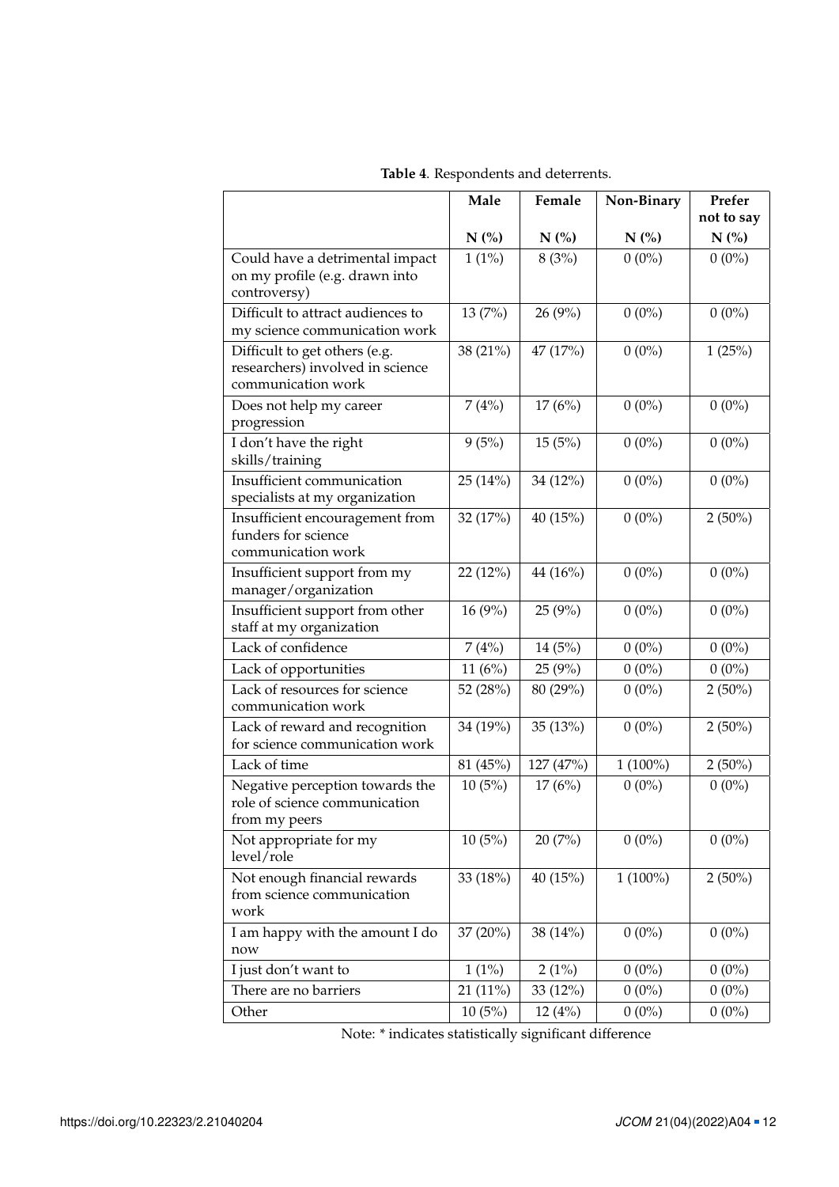**Table 4**. Respondents and deterrents.

| | Male | Female | Non-Binary | Prefer not to say |
|---|---|---|---|---|
| | N (%) | N (%) | N (%) | N (%) |
| Could have a detrimental impact on my profile (e.g. drawn into controversy) | 1 (1%) | 8 (3%) | 0 (0%) | 0 (0%) |
| Difficult to attract audiences to my science communication work | 13 (7%) | 26 (9%) | 0 (0%) | 0 (0%) |
| Difficult to get others (e.g. researchers) involved in science communication work | 38 (21%) | 47 (17%) | 0 (0%) | 1 (25%) |
| Does not help my career progression | 7 (4%) | 17 (6%) | 0 (0%) | 0 (0%) |
| I don't have the right skills/training | 9 (5%) | 15 (5%) | 0 (0%) | 0 (0%) |
| Insufficient communication specialists at my organization | 25 (14%) | 34 (12%) | 0 (0%) | 0 (0%) |
| Insufficient encouragement from funders for science communication work | 32 (17%) | 40 (15%) | 0 (0%) | 2 (50%) |
| Insufficient support from my manager/organization | 22 (12%) | 44 (16%) | 0 (0%) | 0 (0%) |
| Insufficient support from other staff at my organization | 16 (9%) | 25 (9%) | 0 (0%) | 0 (0%) |
| Lack of confidence | 7 (4%) | 14 (5%) | 0 (0%) | 0 (0%) |
| Lack of opportunities | 11 (6%) | 25 (9%) | 0 (0%) | 0 (0%) |
| Lack of resources for science communication work | 52 (28%) | 80 (29%) | 0 (0%) | 2 (50%) |
| Lack of reward and recognition for science communication work | 34 (19%) | 35 (13%) | 0 (0%) | 2 (50%) |
| Lack of time | 81 (45%) | 127 (47%) | 1 (100%) | 2 (50%) |
| Negative perception towards the role of science communication from my peers | 10 (5%) | 17 (6%) | 0 (0%) | 0 (0%) |
| Not appropriate for my level/role | 10 (5%) | 20 (7%) | 0 (0%) | 0 (0%) |
| Not enough financial rewards from science communication work | 33 (18%) | 40 (15%) | 1 (100%) | 2 (50%) |
| I am happy with the amount I do now | 37 (20%) | 38 (14%) | 0 (0%) | 0 (0%) |
| I just don't want to | 1 (1%) | 2 (1%) | 0 (0%) | 0 (0%) |
| There are no barriers | 21 (11%) | 33 (12%) | 0 (0%) | 0 (0%) |
| Other | 10 (5%) | 12 (4%) | 0 (0%) | 0 (0%) |

Note: * indicates statistically significant difference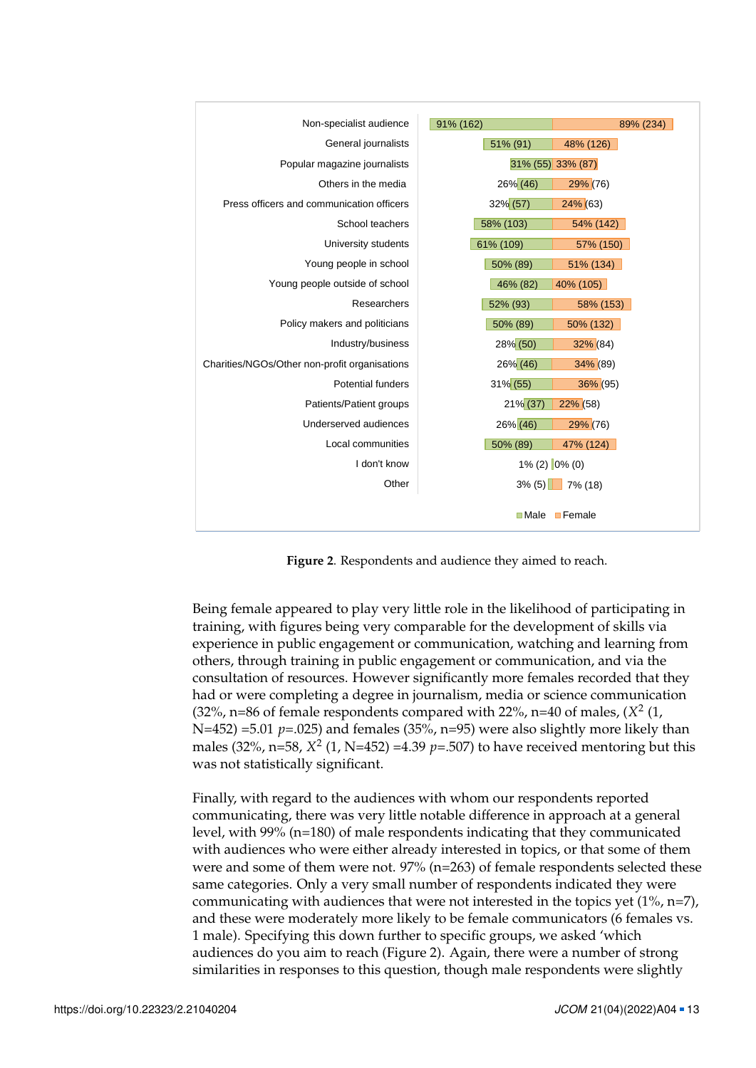| Audience | Male | Female |
|---|---|---|
| Non-specialist audience | 91% (162) | 89% (234) |
| General journalists | 51% (91) | 48% (126) |
| Popular magazine journalists | 31% (55) | 33% (87) |
| Others in the media | 26% (46) | 29% (76) |
| Press officers and communication officers | 32% (57) | 24% (63) |
| School teachers | 58% (103) | 54% (142) |
| University students | 61% (109) | 57% (150) |
| Young people in school | 50% (89) | 51% (134) |
| Young people outside of school | 46% (82) | 40% (105) |
| Researchers | 52% (93) | 58% (153) |
| Policy makers and politicians | 50% (89) | 50% (132) |
| Industry/business | 28% (50) | 32% (84) |
| Charities/NGOs/Other non-profit organisations | 26% (46) | 34% (89) |
| Potential funders | 31% (55) | 36% (95) |
| Patients/Patient groups | 21% (37) | 22% (58) |
| Underserved audiences | 26% (46) | 29% (76) |
| Local communities | 50% (89) | 47% (124) |
| I don't know | 1% (2) | 0% (0) |
| Other | 3% (5) | 7% (18) |

**Figure 2**. Respondents and audience they aimed to reach.

Being female appeared to play very little role in the likelihood of participating in training, with figures being very comparable for the development of skills via experience in public engagement or communication, watching and learning from others, through training in public engagement or communication, and via the consultation of resources. However significantly more females recorded that they had or were completing a degree in journalism, media or science communication (32%, n=86 of female respondents compared with 22%, n=40 of males, ($X^2$ (1, N=452) =5.01 $p$=.025) and females (35%, n=95) were also slightly more likely than males (32%, n=58, $X^2$ (1, N=452) =4.39 $p$=.507) to have received mentoring but this was not statistically significant.

Finally, with regard to the audiences with whom our respondents reported communicating, there was very little notable difference in approach at a general level, with 99% (n=180) of male respondents indicating that they communicated with audiences who were either already interested in topics, or that some of them were and some of them were not. 97% (n=263) of female respondents selected these same categories. Only a very small number of respondents indicated they were communicating with audiences that were not interested in the topics yet (1%, n=7), and these were moderately more likely to be female communicators (6 females vs. 1 male). Specifying this down further to specific groups, we asked 'which audiences do you aim to reach (Figure 2). Again, there were a number of strong similarities in responses to this question, though male respondents were slightly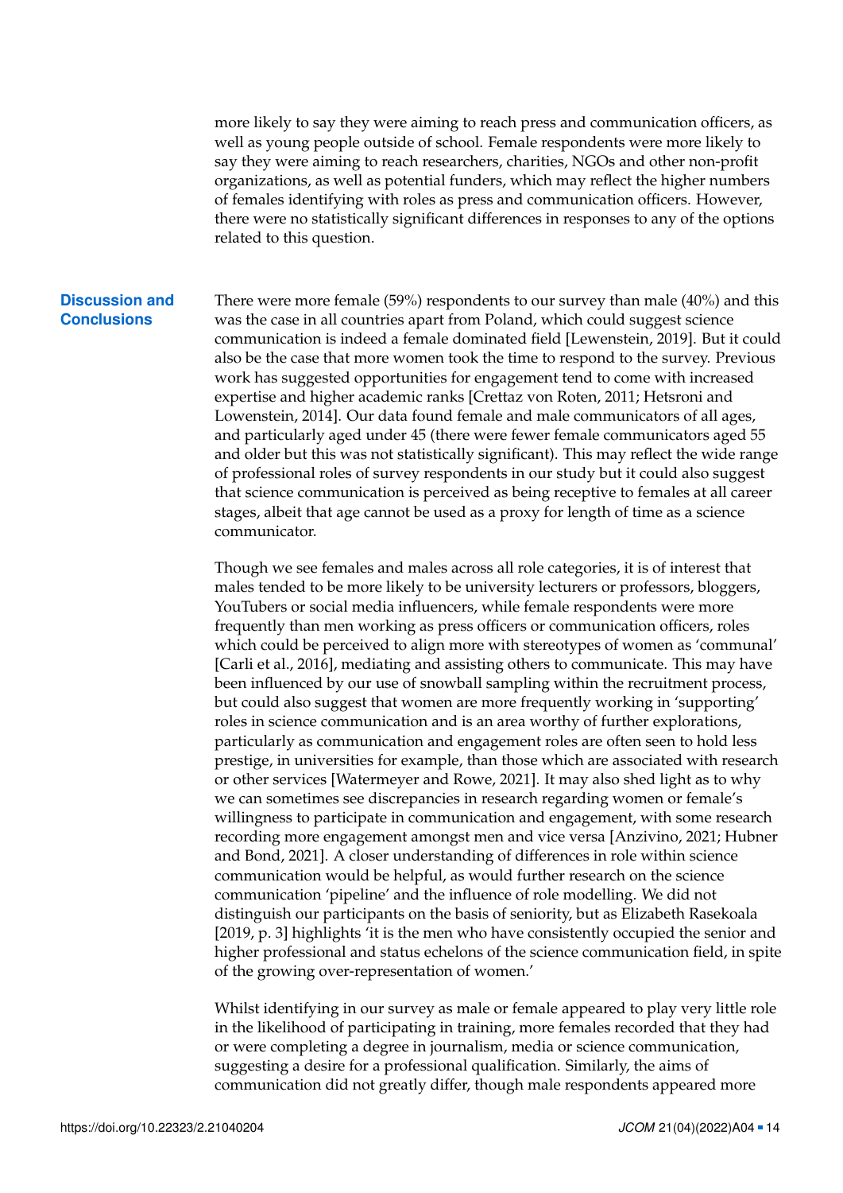more likely to say they were aiming to reach press and communication officers, as well as young people outside of school. Female respondents were more likely to say they were aiming to reach researchers, charities, NGOs and other non-profit organizations, as well as potential funders, which may reflect the higher numbers of females identifying with roles as press and communication officers. However, there were no statistically significant differences in responses to any of the options related to this question.

## Discussion and Conclusions

There were more female (59%) respondents to our survey than male (40%) and this was the case in all countries apart from Poland, which could suggest science communication is indeed a female dominated field [Lewenstein, 2019]. But it could also be the case that more women took the time to respond to the survey. Previous work has suggested opportunities for engagement tend to come with increased expertise and higher academic ranks [Crettaz von Roten, 2011; Hetsroni and Lowenstein, 2014]. Our data found female and male communicators of all ages, and particularly aged under 45 (there were fewer female communicators aged 55 and older but this was not statistically significant). This may reflect the wide range of professional roles of survey respondents in our study but it could also suggest that science communication is perceived as being receptive to females at all career stages, albeit that age cannot be used as a proxy for length of time as a science communicator.

Though we see females and males across all role categories, it is of interest that males tended to be more likely to be university lecturers or professors, bloggers, YouTubers or social media influencers, while female respondents were more frequently than men working as press officers or communication officers, roles which could be perceived to align more with stereotypes of women as 'communal' [Carli et al., 2016], mediating and assisting others to communicate. This may have been influenced by our use of snowball sampling within the recruitment process, but could also suggest that women are more frequently working in 'supporting' roles in science communication and is an area worthy of further explorations, particularly as communication and engagement roles are often seen to hold less prestige, in universities for example, than those which are associated with research or other services [Watermeyer and Rowe, 2021]. It may also shed light as to why we can sometimes see discrepancies in research regarding women or female's willingness to participate in communication and engagement, with some research recording more engagement amongst men and vice versa [Anzivino, 2021; Hubner and Bond, 2021]. A closer understanding of differences in role within science communication would be helpful, as would further research on the science communication 'pipeline' and the influence of role modelling. We did not distinguish our participants on the basis of seniority, but as Elizabeth Rasekoala [2019, p. 3] highlights 'it is the men who have consistently occupied the senior and higher professional and status echelons of the science communication field, in spite of the growing over-representation of women.'

Whilst identifying in our survey as male or female appeared to play very little role in the likelihood of participating in training, more females recorded that they had or were completing a degree in journalism, media or science communication, suggesting a desire for a professional qualification. Similarly, the aims of communication did not greatly differ, though male respondents appeared more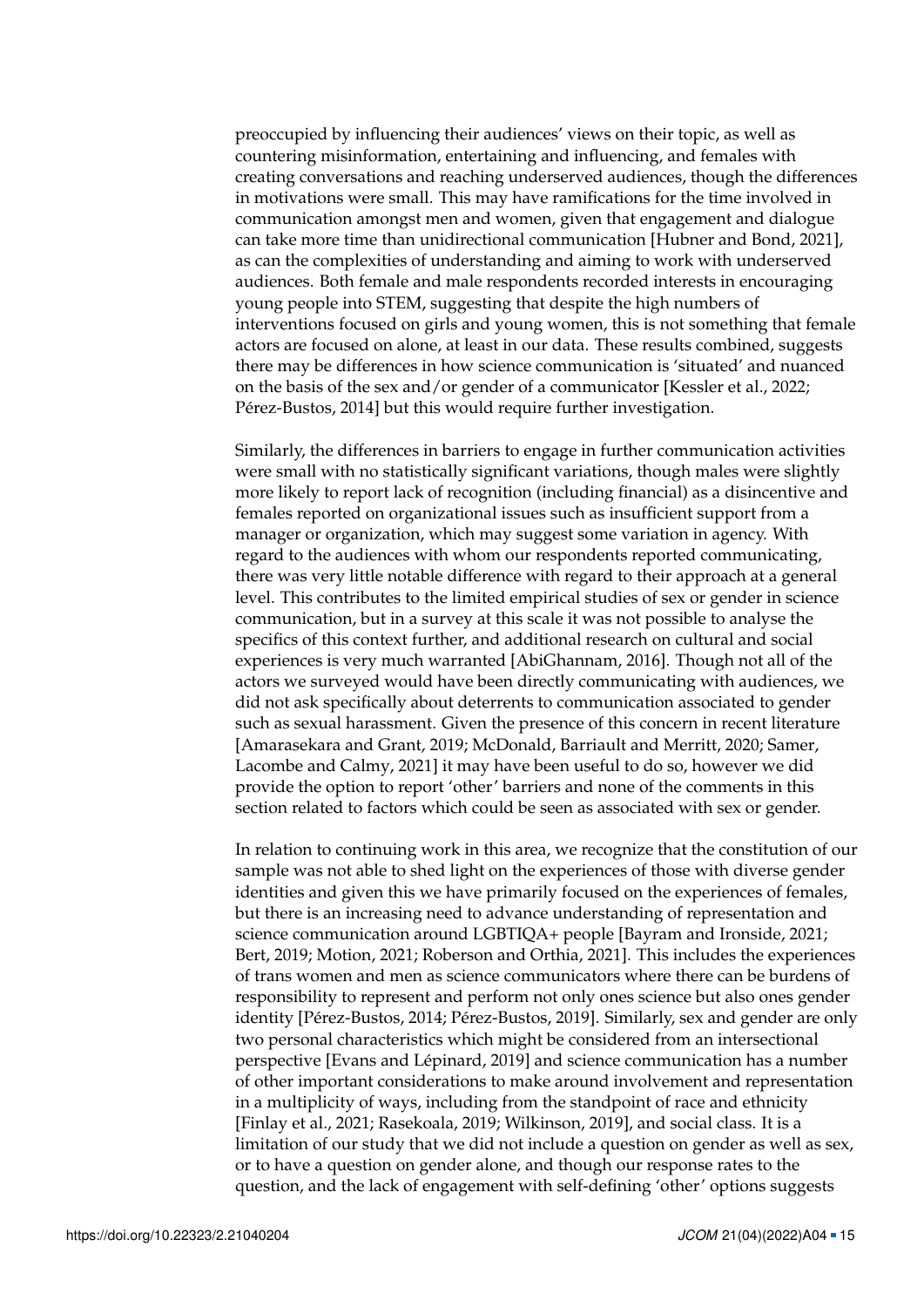preoccupied by influencing their audiences' views on their topic, as well as countering misinformation, entertaining and influencing, and females with creating conversations and reaching underserved audiences, though the differences in motivations were small. This may have ramifications for the time involved in communication amongst men and women, given that engagement and dialogue can take more time than unidirectional communication [Hubner and Bond, 2021], as can the complexities of understanding and aiming to work with underserved audiences. Both female and male respondents recorded interests in encouraging young people into STEM, suggesting that despite the high numbers of interventions focused on girls and young women, this is not something that female actors are focused on alone, at least in our data. These results combined, suggests there may be differences in how science communication is 'situated' and nuanced on the basis of the sex and/or gender of a communicator [Kessler et al., 2022; Pérez-Bustos, 2014] but this would require further investigation.

Similarly, the differences in barriers to engage in further communication activities were small with no statistically significant variations, though males were slightly more likely to report lack of recognition (including financial) as a disincentive and females reported on organizational issues such as insufficient support from a manager or organization, which may suggest some variation in agency. With regard to the audiences with whom our respondents reported communicating, there was very little notable difference with regard to their approach at a general level. This contributes to the limited empirical studies of sex or gender in science communication, but in a survey at this scale it was not possible to analyse the specifics of this context further, and additional research on cultural and social experiences is very much warranted [AbiGhannam, 2016]. Though not all of the actors we surveyed would have been directly communicating with audiences, we did not ask specifically about deterrents to communication associated to gender such as sexual harassment. Given the presence of this concern in recent literature [Amarasekara and Grant, 2019; McDonald, Barriault and Merritt, 2020; Samer, Lacombe and Calmy, 2021] it may have been useful to do so, however we did provide the option to report 'other' barriers and none of the comments in this section related to factors which could be seen as associated with sex or gender.

In relation to continuing work in this area, we recognize that the constitution of our sample was not able to shed light on the experiences of those with diverse gender identities and given this we have primarily focused on the experiences of females, but there is an increasing need to advance understanding of representation and science communication around LGBTIQA+ people [Bayram and Ironside, 2021; Bert, 2019; Motion, 2021; Roberson and Orthia, 2021]. This includes the experiences of trans women and men as science communicators where there can be burdens of responsibility to represent and perform not only ones science but also ones gender identity [Pérez-Bustos, 2014; Pérez-Bustos, 2019]. Similarly, sex and gender are only two personal characteristics which might be considered from an intersectional perspective [Evans and Lépinard, 2019] and science communication has a number of other important considerations to make around involvement and representation in a multiplicity of ways, including from the standpoint of race and ethnicity [Finlay et al., 2021; Rasekoala, 2019; Wilkinson, 2019], and social class. It is a limitation of our study that we did not include a question on gender as well as sex, or to have a question on gender alone, and though our response rates to the question, and the lack of engagement with self-defining 'other' options suggests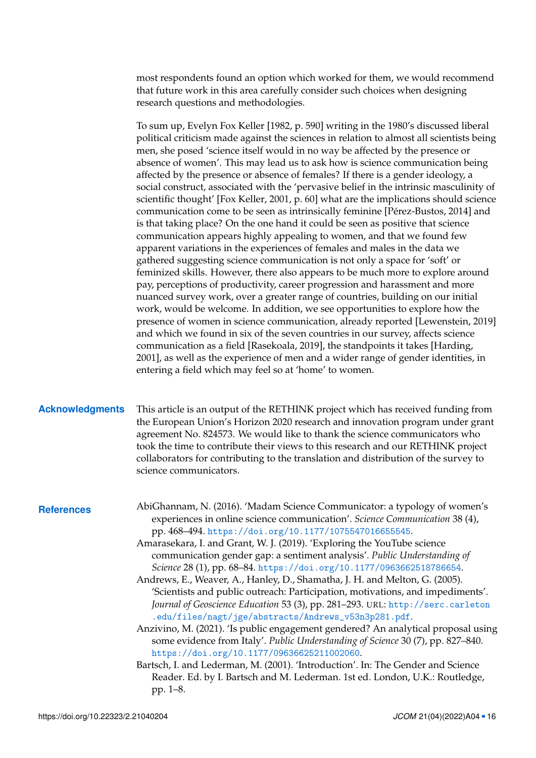most respondents found an option which worked for them, we would recommend that future work in this area carefully consider such choices when designing research questions and methodologies.

To sum up, Evelyn Fox Keller [1982, p. 590] writing in the 1980's discussed liberal political criticism made against the sciences in relation to almost all scientists being men, she posed 'science itself would in no way be affected by the presence or absence of women'. This may lead us to ask how is science communication being affected by the presence or absence of females? If there is a gender ideology, a social construct, associated with the 'pervasive belief in the intrinsic masculinity of scientific thought' [Fox Keller, 2001, p. 60] what are the implications should science communication come to be seen as intrinsically feminine [Pérez-Bustos, 2014] and is that taking place? On the one hand it could be seen as positive that science communication appears highly appealing to women, and that we found few apparent variations in the experiences of females and males in the data we gathered suggesting science communication is not only a space for 'soft' or feminized skills. However, there also appears to be much more to explore around pay, perceptions of productivity, career progression and harassment and more nuanced survey work, over a greater range of countries, building on our initial work, would be welcome. In addition, we see opportunities to explore how the presence of women in science communication, already reported [Lewenstein, 2019] and which we found in six of the seven countries in our survey, affects science communication as a field [Rasekoala, 2019], the standpoints it takes [Harding, 2001], as well as the experience of men and a wider range of gender identities, in entering a field which may feel so at 'home' to women.

## Acknowledgments

This article is an output of the RETHINK project which has received funding from the European Union's Horizon 2020 research and innovation program under grant agreement No. 824573. We would like to thank the science communicators who took the time to contribute their views to this research and our RETHINK project collaborators for contributing to the translation and distribution of the survey to science communicators.

## References

AbiGhannam, N. (2016). 'Madam Science Communicator: a typology of women's experiences in online science communication'. *Science Communication* 38 (4), pp. 468–494. https://doi.org/10.1177/1075547016655545.

Amarasekara, I. and Grant, W. J. (2019). 'Exploring the YouTube science communication gender gap: a sentiment analysis'. *Public Understanding of Science* 28 (1), pp. 68–84. https://doi.org/10.1177/0963662518786654.

Andrews, E., Weaver, A., Hanley, D., Shamatha, J. H. and Melton, G. (2005). 'Scientists and public outreach: Participation, motivations, and impediments'. *Journal of Geoscience Education* 53 (3), pp. 281–293. URL: http://serc.carleton.edu/files/nagt/jge/abstracts/Andrews_v53n3p281.pdf.

Anzivino, M. (2021). 'Is public engagement gendered? An analytical proposal using some evidence from Italy'. *Public Understanding of Science* 30 (7), pp. 827–840. https://doi.org/10.1177/09636625211002060.

Bartsch, I. and Lederman, M. (2001). 'Introduction'. In: The Gender and Science Reader. Ed. by I. Bartsch and M. Lederman. 1st ed. London, U.K.: Routledge, pp. 1–8.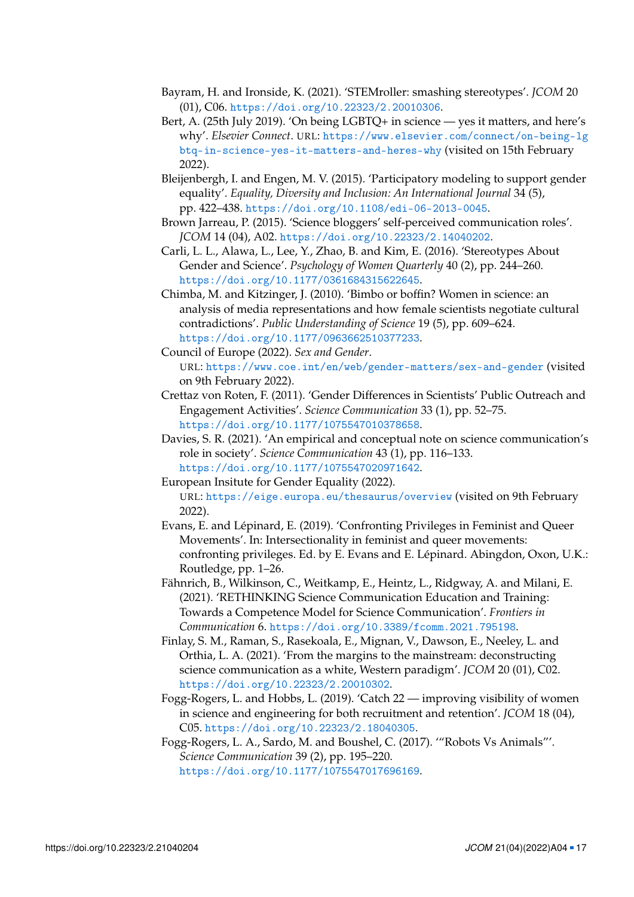Bayram, H. and Ironside, K. (2021). 'STEMroller: smashing stereotypes'. *JCOM* 20 (01), C06. https://doi.org/10.22323/2.20010306.

Bert, A. (25th July 2019). 'On being LGBTQ+ in science — yes it matters, and here's why'. *Elsevier Connect*. URL: https://www.elsevier.com/connect/on-being-lgbtq-in-science-yes-it-matters-and-heres-why (visited on 15th February 2022).

Bleijenbergh, I. and Engen, M. V. (2015). 'Participatory modeling to support gender equality'. *Equality, Diversity and Inclusion: An International Journal* 34 (5), pp. 422–438. https://doi.org/10.1108/edi-06-2013-0045.

Brown Jarreau, P. (2015). 'Science bloggers' self-perceived communication roles'. *JCOM* 14 (04), A02. https://doi.org/10.22323/2.14040202.

Carli, L. L., Alawa, L., Lee, Y., Zhao, B. and Kim, E. (2016). 'Stereotypes About Gender and Science'. *Psychology of Women Quarterly* 40 (2), pp. 244–260. https://doi.org/10.1177/0361684315622645.

Chimba, M. and Kitzinger, J. (2010). 'Bimbo or boffin? Women in science: an analysis of media representations and how female scientists negotiate cultural contradictions'. *Public Understanding of Science* 19 (5), pp. 609–624. https://doi.org/10.1177/0963662510377233.

Council of Europe (2022). *Sex and Gender*. URL: https://www.coe.int/en/web/gender-matters/sex-and-gender (visited on 9th February 2022).

Crettaz von Roten, F. (2011). 'Gender Differences in Scientists' Public Outreach and Engagement Activities'. *Science Communication* 33 (1), pp. 52–75. https://doi.org/10.1177/1075547010378658.

Davies, S. R. (2021). 'An empirical and conceptual note on science communication's role in society'. *Science Communication* 43 (1), pp. 116–133. https://doi.org/10.1177/1075547020971642.

European Insitute for Gender Equality (2022). URL: https://eige.europa.eu/thesaurus/overview (visited on 9th February 2022).

Evans, E. and Lépinard, E. (2019). 'Confronting Privileges in Feminist and Queer Movements'. In: Intersectionality in feminist and queer movements: confronting privileges. Ed. by E. Evans and E. Lépinard. Abingdon, Oxon, U.K.: Routledge, pp. 1–26.

Fähnrich, B., Wilkinson, C., Weitkamp, E., Heintz, L., Ridgway, A. and Milani, E. (2021). 'RETHINKING Science Communication Education and Training: Towards a Competence Model for Science Communication'. *Frontiers in Communication* 6. https://doi.org/10.3389/fcomm.2021.795198.

Finlay, S. M., Raman, S., Rasekoala, E., Mignan, V., Dawson, E., Neeley, L. and Orthia, L. A. (2021). 'From the margins to the mainstream: deconstructing science communication as a white, Western paradigm'. *JCOM* 20 (01), C02. https://doi.org/10.22323/2.20010302.

Fogg-Rogers, L. and Hobbs, L. (2019). 'Catch 22 — improving visibility of women in science and engineering for both recruitment and retention'. *JCOM* 18 (04), C05. https://doi.org/10.22323/2.18040305.

Fogg-Rogers, L. A., Sardo, M. and Boushel, C. (2017). '"Robots Vs Animals"'. *Science Communication* 39 (2), pp. 195–220. https://doi.org/10.1177/1075547017696169.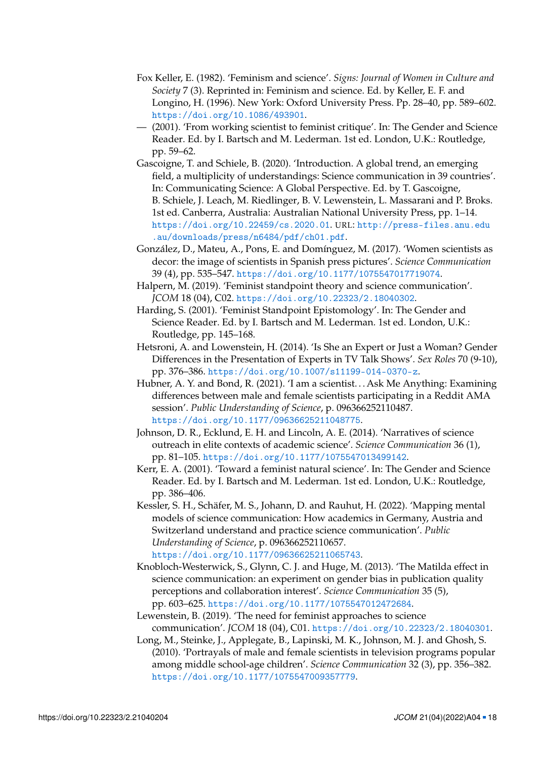Fox Keller, E. (1982). 'Feminism and science'. *Signs: Journal of Women in Culture and Society* 7 (3). Reprinted in: Feminism and science. Ed. by Keller, E. F. and Longino, H. (1996). New York: Oxford University Press. Pp. 28–40, pp. 589–602. https://doi.org/10.1086/493901.

— (2001). 'From working scientist to feminist critique'. In: The Gender and Science Reader. Ed. by I. Bartsch and M. Lederman. 1st ed. London, U.K.: Routledge, pp. 59–62.

Gascoigne, T. and Schiele, B. (2020). 'Introduction. A global trend, an emerging field, a multiplicity of understandings: Science communication in 39 countries'. In: Communicating Science: A Global Perspective. Ed. by T. Gascoigne, B. Schiele, J. Leach, M. Riedlinger, B. V. Lewenstein, L. Massarani and P. Broks. 1st ed. Canberra, Australia: Australian National University Press, pp. 1–14. https://doi.org/10.22459/cs.2020.01. URL: http://press-files.anu.edu.au/downloads/press/n6484/pdf/ch01.pdf.

González, D., Mateu, A., Pons, E. and Domínguez, M. (2017). 'Women scientists as decor: the image of scientists in Spanish press pictures'. *Science Communication* 39 (4), pp. 535–547. https://doi.org/10.1177/1075547017719074.

Halpern, M. (2019). 'Feminist standpoint theory and science communication'. *JCOM* 18 (04), C02. https://doi.org/10.22323/2.18040302.

Harding, S. (2001). 'Feminist Standpoint Epistomology'. In: The Gender and Science Reader. Ed. by I. Bartsch and M. Lederman. 1st ed. London, U.K.: Routledge, pp. 145–168.

Hetsroni, A. and Lowenstein, H. (2014). 'Is She an Expert or Just a Woman? Gender Differences in the Presentation of Experts in TV Talk Shows'. *Sex Roles* 70 (9-10), pp. 376–386. https://doi.org/10.1007/s11199-014-0370-z.

Hubner, A. Y. and Bond, R. (2021). 'I am a scientist... Ask Me Anything: Examining differences between male and female scientists participating in a Reddit AMA session'. *Public Understanding of Science*, p. 096366252110487. https://doi.org/10.1177/09636625211048775.

Johnson, D. R., Ecklund, E. H. and Lincoln, A. E. (2014). 'Narratives of science outreach in elite contexts of academic science'. *Science Communication* 36 (1), pp. 81–105. https://doi.org/10.1177/1075547013499142.

Kerr, E. A. (2001). 'Toward a feminist natural science'. In: The Gender and Science Reader. Ed. by I. Bartsch and M. Lederman. 1st ed. London, U.K.: Routledge, pp. 386–406.

Kessler, S. H., Schäfer, M. S., Johann, D. and Rauhut, H. (2022). 'Mapping mental models of science communication: How academics in Germany, Austria and Switzerland understand and practice science communication'. *Public Understanding of Science*, p. 096366252110657. https://doi.org/10.1177/09636625211065743.

Knobloch-Westerwick, S., Glynn, C. J. and Huge, M. (2013). 'The Matilda effect in science communication: an experiment on gender bias in publication quality perceptions and collaboration interest'. *Science Communication* 35 (5), pp. 603–625. https://doi.org/10.1177/1075547012472684.

Lewenstein, B. (2019). 'The need for feminist approaches to science communication'. *JCOM* 18 (04), C01. https://doi.org/10.22323/2.18040301.

Long, M., Steinke, J., Applegate, B., Lapinski, M. K., Johnson, M. J. and Ghosh, S. (2010). 'Portrayals of male and female scientists in television programs popular among middle school-age children'. *Science Communication* 32 (3), pp. 356–382. https://doi.org/10.1177/1075547009357779.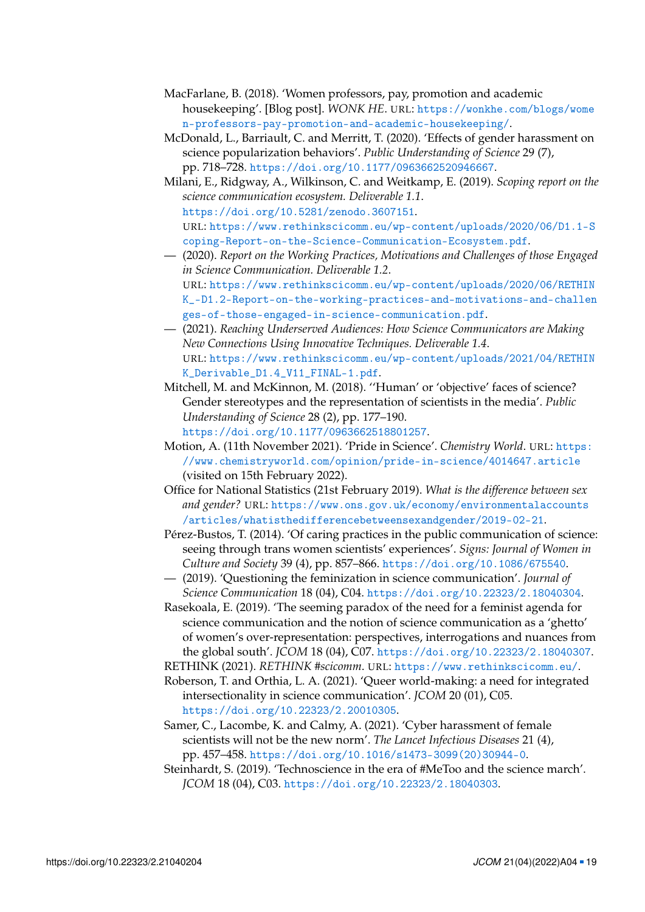MacFarlane, B. (2018). 'Women professors, pay, promotion and academic housekeeping'. [Blog post]. *WONK HE*. URL: https://wonkhe.com/blogs/women-professors-pay-promotion-and-academic-housekeeping/.

McDonald, L., Barriault, C. and Merritt, T. (2020). 'Effects of gender harassment on science popularization behaviors'. *Public Understanding of Science* 29 (7), pp. 718–728. https://doi.org/10.1177/0963662520946667.

Milani, E., Ridgway, A., Wilkinson, C. and Weitkamp, E. (2019). *Scoping report on the science communication ecosystem. Deliverable 1.1*. https://doi.org/10.5281/zenodo.3607151. URL: https://www.rethinkscicomm.eu/wp-content/uploads/2020/06/D1.1-Scoping-Report-on-the-Science-Communication-Ecosystem.pdf.

— (2020). *Report on the Working Practices, Motivations and Challenges of those Engaged in Science Communication. Deliverable 1.2*. URL: https://www.rethinkscicomm.eu/wp-content/uploads/2020/06/RETHINK_-D1.2-Report-on-the-working-practices-and-motivations-and-challenges-of-those-engaged-in-science-communication.pdf.

— (2021). *Reaching Underserved Audiences: How Science Communicators are Making New Connections Using Innovative Techniques. Deliverable 1.4*. URL: https://www.rethinkscicomm.eu/wp-content/uploads/2021/04/RETHINK_Derivable_D1.4_V11_FINAL-1.pdf.

Mitchell, M. and McKinnon, M. (2018). ''Human' or 'objective' faces of science? Gender stereotypes and the representation of scientists in the media'. *Public Understanding of Science* 28 (2), pp. 177–190. https://doi.org/10.1177/0963662518801257.

Motion, A. (11th November 2021). 'Pride in Science'. *Chemistry World*. URL: https://www.chemistryworld.com/opinion/pride-in-science/4014647.article (visited on 15th February 2022).

Office for National Statistics (21st February 2019). *What is the difference between sex and gender?* URL: https://www.ons.gov.uk/economy/environmentalaccounts/articles/whatisthedifferencebetweensexandgender/2019-02-21.

Pérez-Bustos, T. (2014). 'Of caring practices in the public communication of science: seeing through trans women scientists' experiences'. *Signs: Journal of Women in Culture and Society* 39 (4), pp. 857–866. https://doi.org/10.1086/675540.

— (2019). 'Questioning the feminization in science communication'. *Journal of Science Communication* 18 (04), C04. https://doi.org/10.22323/2.18040304.

Rasekoala, E. (2019). 'The seeming paradox of the need for a feminist agenda for science communication and the notion of science communication as a 'ghetto' of women's over-representation: perspectives, interrogations and nuances from the global south'. *JCOM* 18 (04), C07. https://doi.org/10.22323/2.18040307.

RETHINK (2021). *RETHINK #scicomm*. URL: https://www.rethinkscicomm.eu/.

Roberson, T. and Orthia, L. A. (2021). 'Queer world-making: a need for integrated intersectionality in science communication'. *JCOM* 20 (01), C05. https://doi.org/10.22323/2.20010305.

Samer, C., Lacombe, K. and Calmy, A. (2021). 'Cyber harassment of female scientists will not be the new norm'. *The Lancet Infectious Diseases* 21 (4), pp. 457–458. https://doi.org/10.1016/s1473-3099(20)30944-0.

Steinhardt, S. (2019). 'Technoscience in the era of #MeToo and the science march'. *JCOM* 18 (04), C03. https://doi.org/10.22323/2.18040303.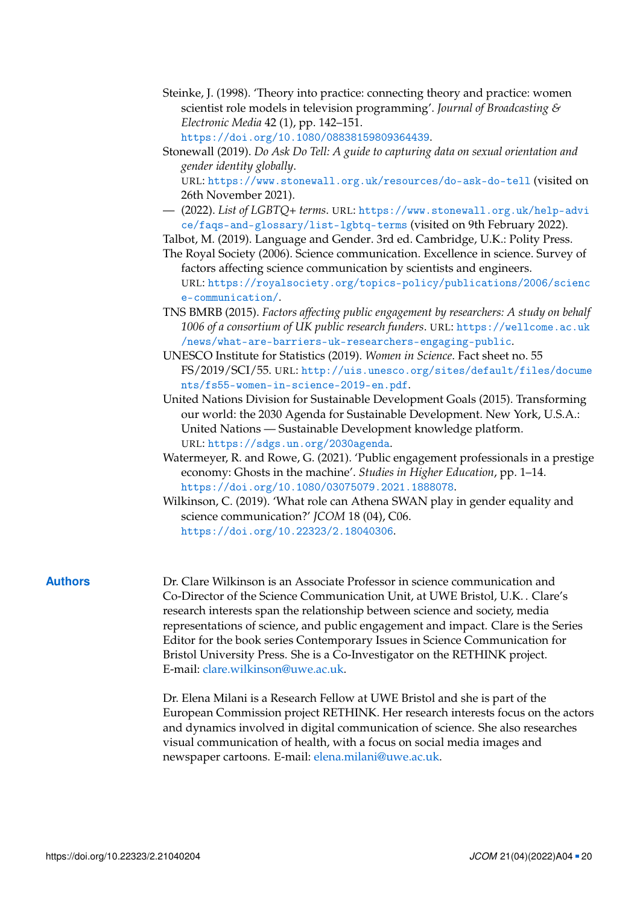Steinke, J. (1998). 'Theory into practice: connecting theory and practice: women scientist role models in television programming'. *Journal of Broadcasting & Electronic Media* 42 (1), pp. 142–151. https://doi.org/10.1080/08838159809364439.

Stonewall (2019). *Do Ask Do Tell: A guide to capturing data on sexual orientation and gender identity globally*. URL: https://www.stonewall.org.uk/resources/do-ask-do-tell (visited on 26th November 2021).

— (2022). *List of LGBTQ+ terms*. URL: https://www.stonewall.org.uk/help-advice/faqs-and-glossary/list-lgbtq-terms (visited on 9th February 2022).

Talbot, M. (2019). Language and Gender. 3rd ed. Cambridge, U.K.: Polity Press.

The Royal Society (2006). Science communication. Excellence in science. Survey of factors affecting science communication by scientists and engineers. URL: https://royalsociety.org/topics-policy/publications/2006/science-communication/.

TNS BMRB (2015). *Factors affecting public engagement by researchers: A study on behalf 1006 of a consortium of UK public research funders*. URL: https://wellcome.ac.uk/news/what-are-barriers-uk-researchers-engaging-public.

UNESCO Institute for Statistics (2019). *Women in Science*. Fact sheet no. 55 FS/2019/SCI/55. URL: http://uis.unesco.org/sites/default/files/documents/fs55-women-in-science-2019-en.pdf.

United Nations Division for Sustainable Development Goals (2015). Transforming our world: the 2030 Agenda for Sustainable Development. New York, U.S.A.: United Nations — Sustainable Development knowledge platform. URL: https://sdgs.un.org/2030agenda.

Watermeyer, R. and Rowe, G. (2021). 'Public engagement professionals in a prestige economy: Ghosts in the machine'. *Studies in Higher Education*, pp. 1–14. https://doi.org/10.1080/03075079.2021.1888078.

Wilkinson, C. (2019). 'What role can Athena SWAN play in gender equality and science communication?' *JCOM* 18 (04), C06. https://doi.org/10.22323/2.18040306.

## Authors

Dr. Clare Wilkinson is an Associate Professor in science communication and Co-Director of the Science Communication Unit, at UWE Bristol, U.K. . Clare's research interests span the relationship between science and society, media representations of science, and public engagement and impact. Clare is the Series Editor for the book series Contemporary Issues in Science Communication for Bristol University Press. She is a Co-Investigator on the RETHINK project. E-mail: clare.wilkinson@uwe.ac.uk.

Dr. Elena Milani is a Research Fellow at UWE Bristol and she is part of the European Commission project RETHINK. Her research interests focus on the actors and dynamics involved in digital communication of science. She also researches visual communication of health, with a focus on social media images and newspaper cartoons. E-mail: elena.milani@uwe.ac.uk.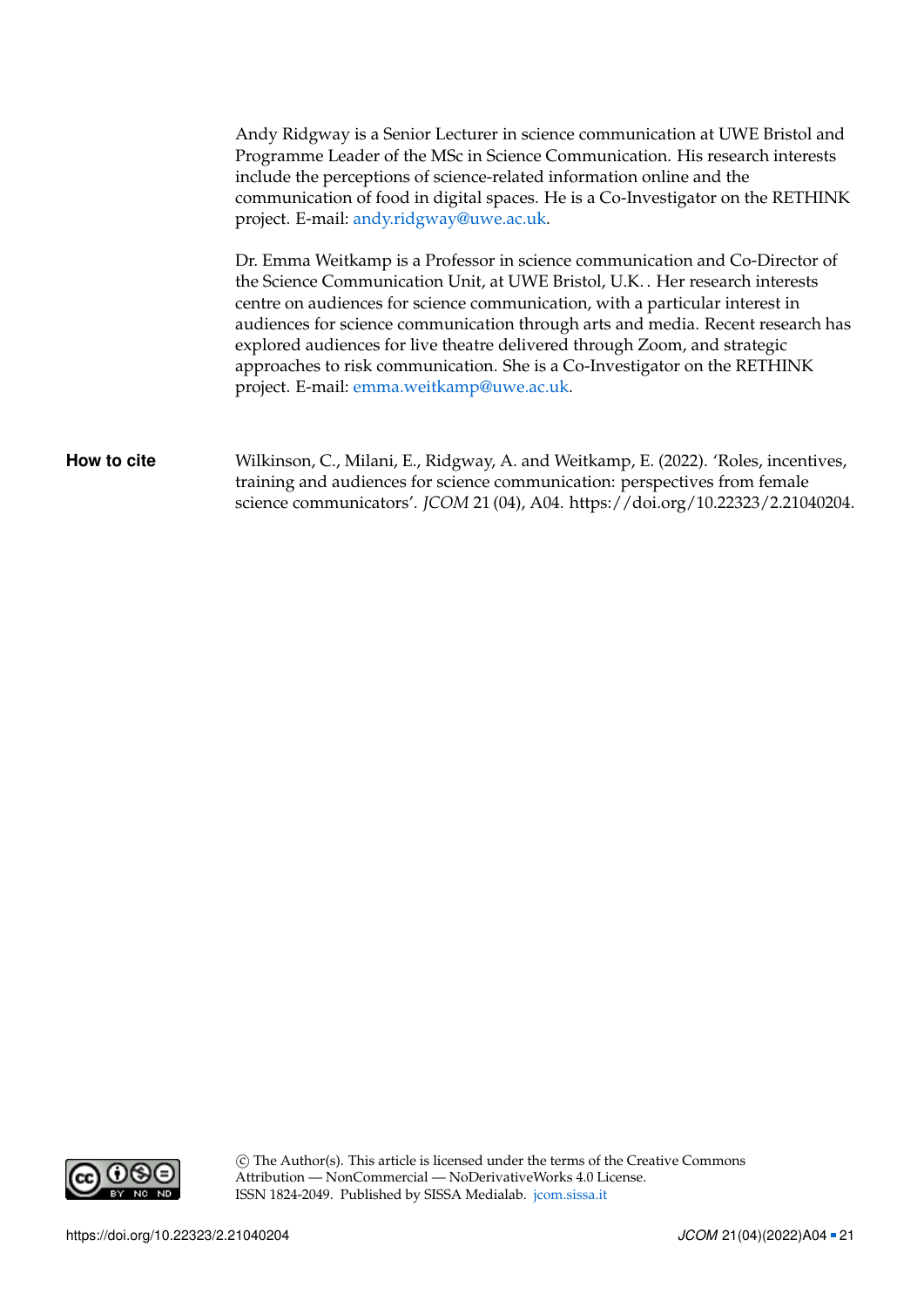Andy Ridgway is a Senior Lecturer in science communication at UWE Bristol and Programme Leader of the MSc in Science Communication. His research interests include the perceptions of science-related information online and the communication of food in digital spaces. He is a Co-Investigator on the RETHINK project. E-mail: andy.ridgway@uwe.ac.uk.

Dr. Emma Weitkamp is a Professor in science communication and Co-Director of the Science Communication Unit, at UWE Bristol, U.K.. Her research interests centre on audiences for science communication, with a particular interest in audiences for science communication through arts and media. Recent research has explored audiences for live theatre delivered through Zoom, and strategic approaches to risk communication. She is a Co-Investigator on the RETHINK project. E-mail: emma.weitkamp@uwe.ac.uk.

**How to cite**

Wilkinson, C., Milani, E., Ridgway, A. and Weitkamp, E. (2022). 'Roles, incentives, training and audiences for science communication: perspectives from female science communicators'. *JCOM* 21 (04), A04. https://doi.org/10.22323/2.21040204.

© The Author(s). This article is licensed under the terms of the Creative Commons Attribution — NonCommercial — NoDerivativeWorks 4.0 License.
ISSN 1824-2049. Published by SISSA Medialab. jcom.sissa.it